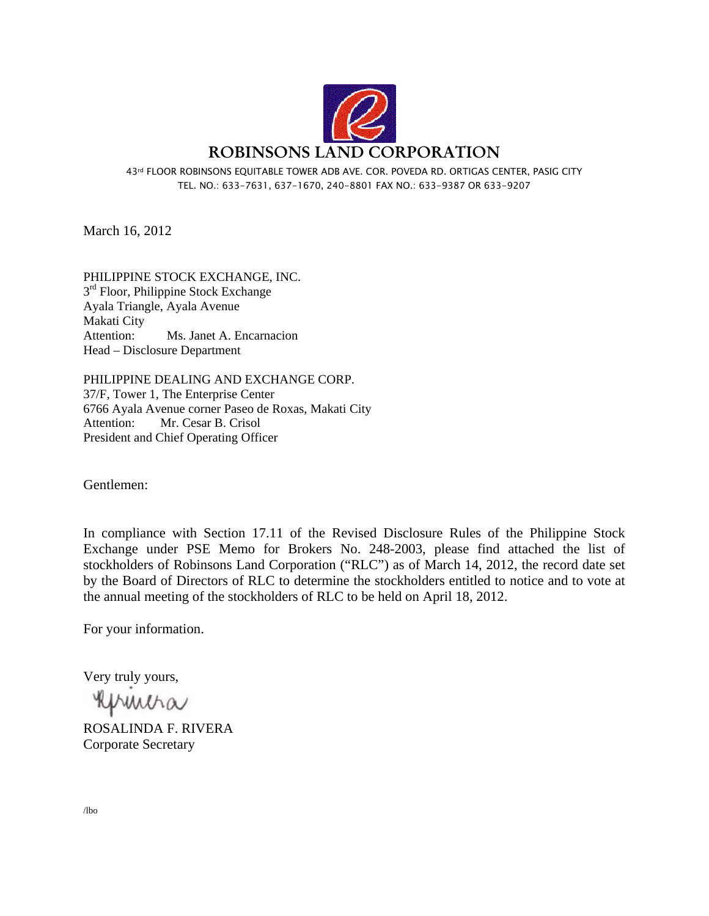# ROBINSONS LAND CORPORATION

43rd FLOOR ROBINSONS EQUITABLE TOWER ADB AVE. COR. POVEDA RD. ORTIGAS CENTER, PASIG CITY
TEL. NO.: 633-7631, 637-1670, 240-8801 FAX NO.: 633-9387 OR 633-9207

March 16, 2012

PHILIPPINE STOCK EXCHANGE, INC.
3rd Floor, Philippine Stock Exchange
Ayala Triangle, Ayala Avenue
Makati City
Attention: Ms. Janet A. Encarnacion
Head – Disclosure Department

PHILIPPINE DEALING AND EXCHANGE CORP.
37/F, Tower 1, The Enterprise Center
6766 Ayala Avenue corner Paseo de Roxas, Makati City
Attention: Mr. Cesar B. Crisol
President and Chief Operating Officer

Gentlemen:

In compliance with Section 17.11 of the Revised Disclosure Rules of the Philippine Stock Exchange under PSE Memo for Brokers No. 248-2003, please find attached the list of stockholders of Robinsons Land Corporation ("RLC") as of March 14, 2012, the record date set by the Board of Directors of RLC to determine the stockholders entitled to notice and to vote at the annual meeting of the stockholders of RLC to be held on April 18, 2012.

For your information.

Very truly yours,

ROSALINDA F. RIVERA
Corporate Secretary

/lbo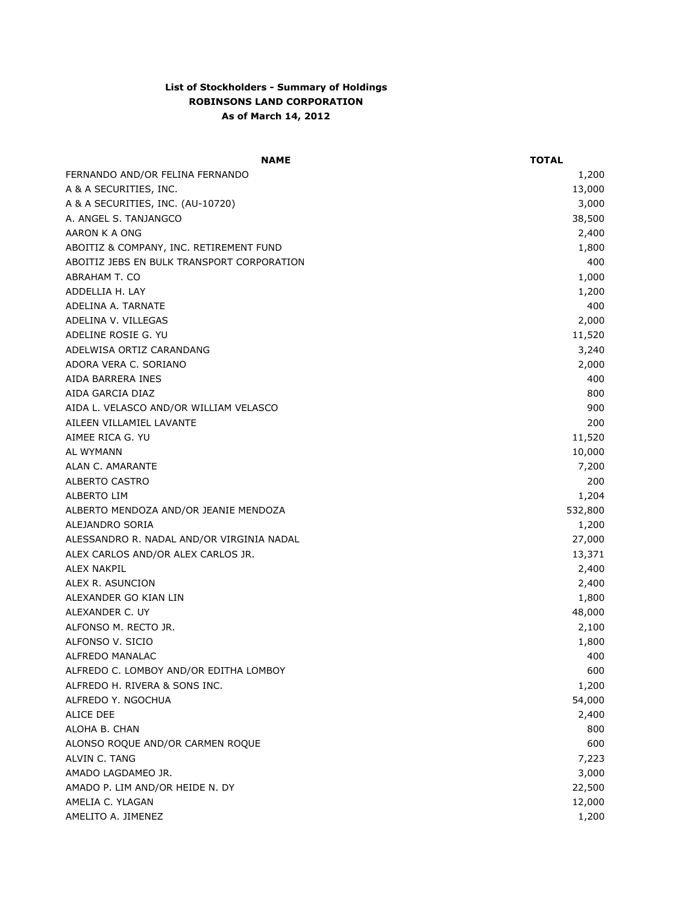**List of Stockholders - Summary of Holdings**
**ROBINSONS LAND CORPORATION**
**As of March 14, 2012**

| NAME | TOTAL |
|---|---|
| FERNANDO AND/OR FELINA FERNANDO | 1,200 |
| A & A SECURITIES, INC. | 13,000 |
| A & A SECURITIES, INC. (AU-10720) | 3,000 |
| A. ANGEL S. TANJANGCO | 38,500 |
| AARON K A ONG | 2,400 |
| ABOITIZ & COMPANY, INC. RETIREMENT FUND | 1,800 |
| ABOITIZ JEBS EN BULK TRANSPORT CORPORATION | 400 |
| ABRAHAM T. CO | 1,000 |
| ADDELLIA H. LAY | 1,200 |
| ADELINA A. TARNATE | 400 |
| ADELINA V. VILLEGAS | 2,000 |
| ADELINE ROSIE G. YU | 11,520 |
| ADELWISA ORTIZ CARANDANG | 3,240 |
| ADORA VERA C. SORIANO | 2,000 |
| AIDA BARRERA INES | 400 |
| AIDA GARCIA DIAZ | 800 |
| AIDA L. VELASCO AND/OR WILLIAM VELASCO | 900 |
| AILEEN VILLAMIEL LAVANTE | 200 |
| AIMEE RICA G. YU | 11,520 |
| AL WYMANN | 10,000 |
| ALAN C. AMARANTE | 7,200 |
| ALBERTO CASTRO | 200 |
| ALBERTO LIM | 1,204 |
| ALBERTO MENDOZA AND/OR JEANIE MENDOZA | 532,800 |
| ALEJANDRO SORIA | 1,200 |
| ALESSANDRO R. NADAL AND/OR VIRGINIA NADAL | 27,000 |
| ALEX CARLOS AND/OR ALEX CARLOS JR. | 13,371 |
| ALEX NAKPIL | 2,400 |
| ALEX R. ASUNCION | 2,400 |
| ALEXANDER GO KIAN LIN | 1,800 |
| ALEXANDER C. UY | 48,000 |
| ALFONSO M. RECTO JR. | 2,100 |
| ALFONSO V. SICIO | 1,800 |
| ALFREDO MANALAC | 400 |
| ALFREDO C. LOMBOY AND/OR EDITHA LOMBOY | 600 |
| ALFREDO H. RIVERA & SONS INC. | 1,200 |
| ALFREDO Y. NGOCHUA | 54,000 |
| ALICE DEE | 2,400 |
| ALOHA B. CHAN | 800 |
| ALONSO ROQUE AND/OR CARMEN ROQUE | 600 |
| ALVIN C. TANG | 7,223 |
| AMADO LAGDAMEO JR. | 3,000 |
| AMADO P. LIM AND/OR HEIDE N. DY | 22,500 |
| AMELIA C. YLAGAN | 12,000 |
| AMELITO A. JIMENEZ | 1,200 |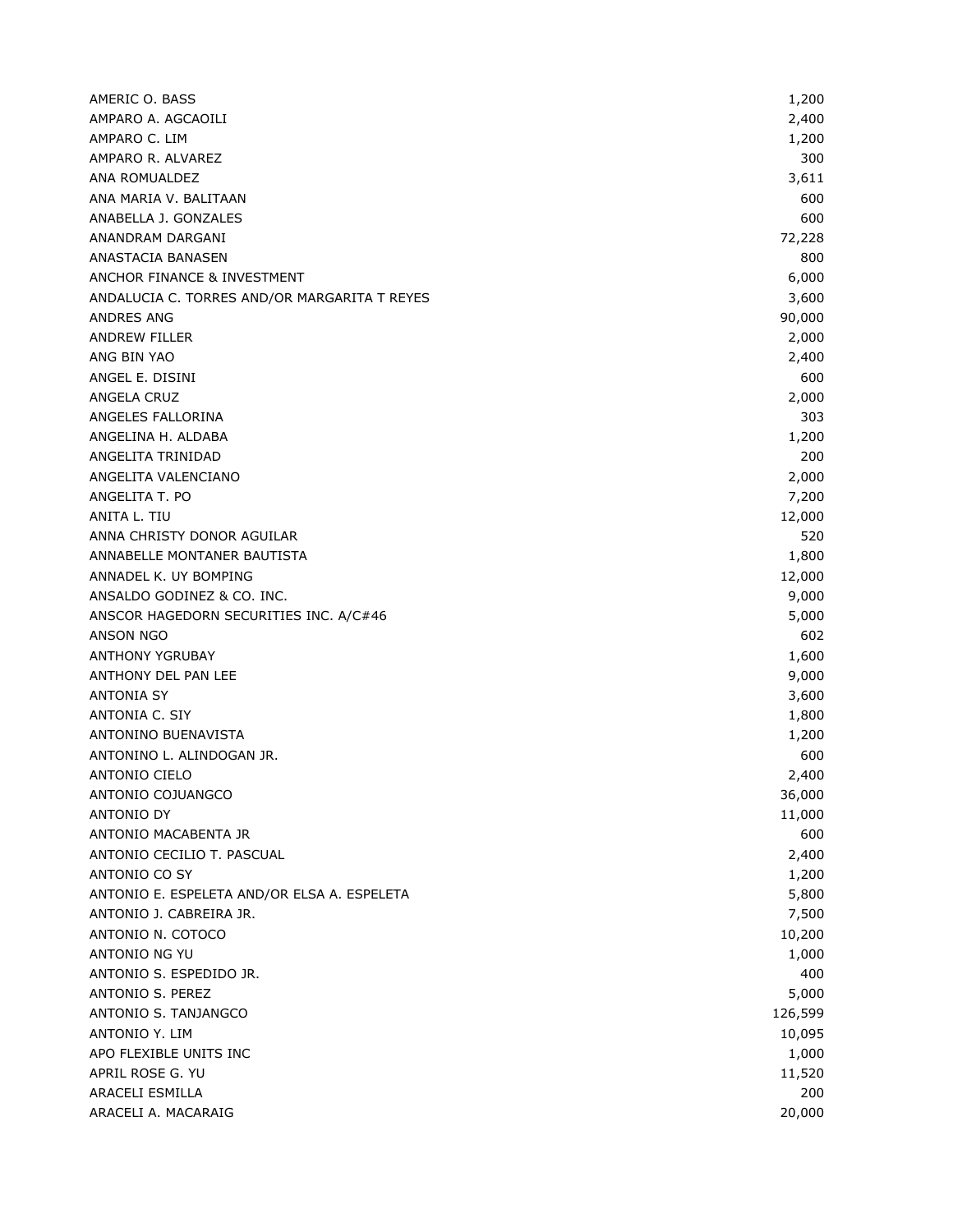| | |
|---|---:|
| AMERIC O. BASS | 1,200 |
| AMPARO A. AGCAOILI | 2,400 |
| AMPARO C. LIM | 1,200 |
| AMPARO R. ALVAREZ | 300 |
| ANA ROMUALDEZ | 3,611 |
| ANA MARIA V. BALITAAN | 600 |
| ANABELLA J. GONZALES | 600 |
| ANANDRAM DARGANI | 72,228 |
| ANASTACIA BANASEN | 800 |
| ANCHOR FINANCE & INVESTMENT | 6,000 |
| ANDALUCIA C. TORRES AND/OR MARGARITA T REYES | 3,600 |
| ANDRES ANG | 90,000 |
| ANDREW FILLER | 2,000 |
| ANG BIN YAO | 2,400 |
| ANGEL E. DISINI | 600 |
| ANGELA CRUZ | 2,000 |
| ANGELES FALLORINA | 303 |
| ANGELINA H. ALDABA | 1,200 |
| ANGELITA TRINIDAD | 200 |
| ANGELITA VALENCIANO | 2,000 |
| ANGELITA T. PO | 7,200 |
| ANITA L. TIU | 12,000 |
| ANNA CHRISTY DONOR AGUILAR | 520 |
| ANNABELLE MONTANER BAUTISTA | 1,800 |
| ANNADEL K. UY BOMPING | 12,000 |
| ANSALDO GODINEZ & CO. INC. | 9,000 |
| ANSCOR HAGEDORN SECURITIES INC. A/C#46 | 5,000 |
| ANSON NGO | 602 |
| ANTHONY YGRUBAY | 1,600 |
| ANTHONY DEL PAN LEE | 9,000 |
| ANTONIA SY | 3,600 |
| ANTONIA C. SIY | 1,800 |
| ANTONINO BUENAVISTA | 1,200 |
| ANTONINO L. ALINDOGAN JR. | 600 |
| ANTONIO CIELO | 2,400 |
| ANTONIO COJUANGCO | 36,000 |
| ANTONIO DY | 11,000 |
| ANTONIO MACABENTA JR | 600 |
| ANTONIO CECILIO T. PASCUAL | 2,400 |
| ANTONIO CO SY | 1,200 |
| ANTONIO E. ESPELETA AND/OR ELSA A. ESPELETA | 5,800 |
| ANTONIO J. CABREIRA JR. | 7,500 |
| ANTONIO N. COTOCO | 10,200 |
| ANTONIO NG YU | 1,000 |
| ANTONIO S. ESPEDIDO JR. | 400 |
| ANTONIO S. PEREZ | 5,000 |
| ANTONIO S. TANJANGCO | 126,599 |
| ANTONIO Y. LIM | 10,095 |
| APO FLEXIBLE UNITS INC | 1,000 |
| APRIL ROSE G. YU | 11,520 |
| ARACELI ESMILLA | 200 |
| ARACELI A. MACARAIG | 20,000 |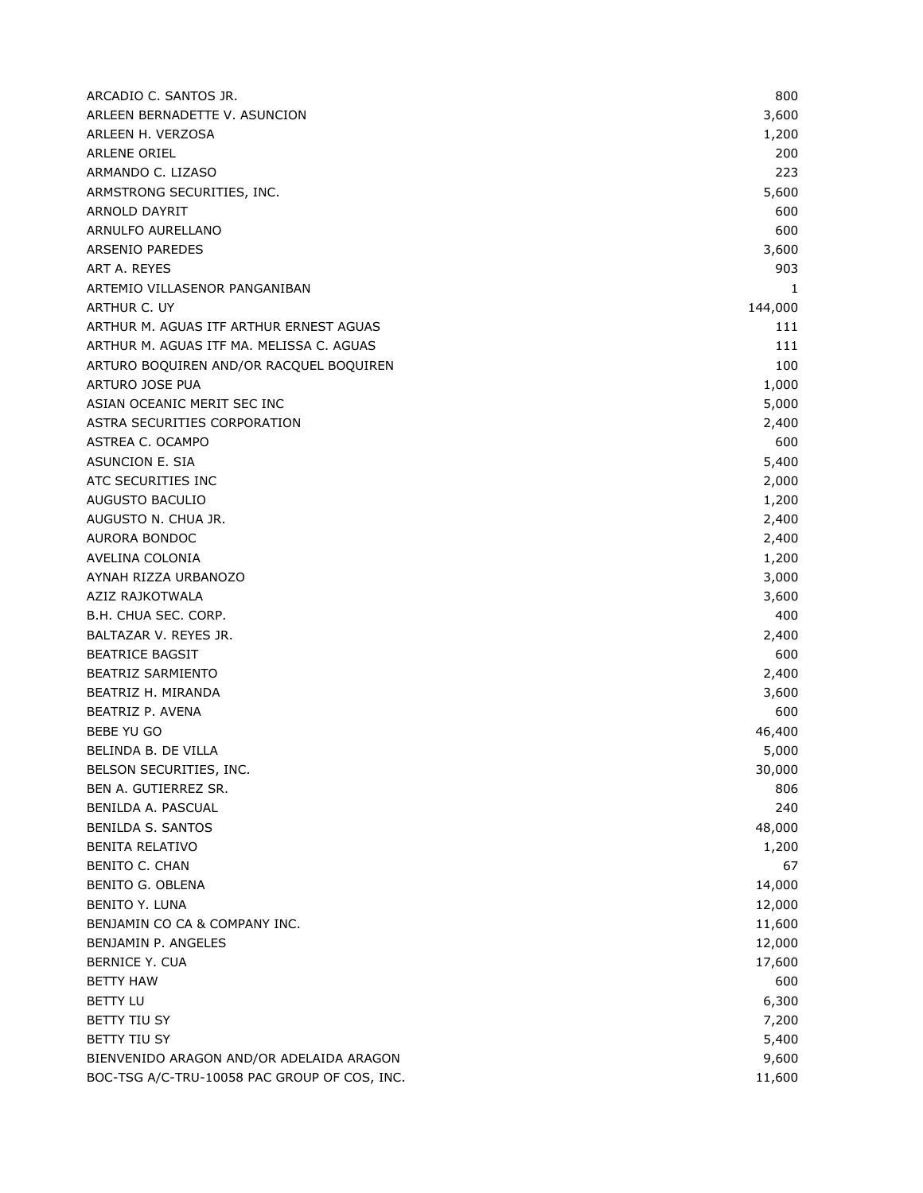| | |
|---|---|
| ARCADIO C. SANTOS JR. | 800 |
| ARLEEN BERNADETTE V. ASUNCION | 3,600 |
| ARLEEN H. VERZOSA | 1,200 |
| ARLENE ORIEL | 200 |
| ARMANDO C. LIZASO | 223 |
| ARMSTRONG SECURITIES, INC. | 5,600 |
| ARNOLD DAYRIT | 600 |
| ARNULFO AURELLANO | 600 |
| ARSENIO PAREDES | 3,600 |
| ART A. REYES | 903 |
| ARTEMIO VILLASENOR PANGANIBAN | 1 |
| ARTHUR C. UY | 144,000 |
| ARTHUR M. AGUAS ITF ARTHUR ERNEST AGUAS | 111 |
| ARTHUR M. AGUAS ITF MA. MELISSA C. AGUAS | 111 |
| ARTURO BOQUIREN AND/OR RACQUEL BOQUIREN | 100 |
| ARTURO JOSE PUA | 1,000 |
| ASIAN OCEANIC MERIT SEC INC | 5,000 |
| ASTRA SECURITIES CORPORATION | 2,400 |
| ASTREA C. OCAMPO | 600 |
| ASUNCION E. SIA | 5,400 |
| ATC SECURITIES INC | 2,000 |
| AUGUSTO BACULIO | 1,200 |
| AUGUSTO N. CHUA JR. | 2,400 |
| AURORA BONDOC | 2,400 |
| AVELINA COLONIA | 1,200 |
| AYNAH RIZZA URBANOZO | 3,000 |
| AZIZ RAJKOTWALA | 3,600 |
| B.H. CHUA SEC. CORP. | 400 |
| BALTAZAR V. REYES JR. | 2,400 |
| BEATRICE BAGSIT | 600 |
| BEATRIZ SARMIENTO | 2,400 |
| BEATRIZ H. MIRANDA | 3,600 |
| BEATRIZ P. AVENA | 600 |
| BEBE YU GO | 46,400 |
| BELINDA B. DE VILLA | 5,000 |
| BELSON SECURITIES, INC. | 30,000 |
| BEN A. GUTIERREZ SR. | 806 |
| BENILDA A. PASCUAL | 240 |
| BENILDA S. SANTOS | 48,000 |
| BENITA RELATIVO | 1,200 |
| BENITO C. CHAN | 67 |
| BENITO G. OBLENA | 14,000 |
| BENITO Y. LUNA | 12,000 |
| BENJAMIN CO CA & COMPANY INC. | 11,600 |
| BENJAMIN P. ANGELES | 12,000 |
| BERNICE Y. CUA | 17,600 |
| BETTY HAW | 600 |
| BETTY LU | 6,300 |
| BETTY TIU SY | 7,200 |
| BETTY TIU SY | 5,400 |
| BIENVENIDO ARAGON AND/OR ADELAIDA ARAGON | 9,600 |
| BOC-TSG A/C-TRU-10058 PAC GROUP OF COS, INC. | 11,600 |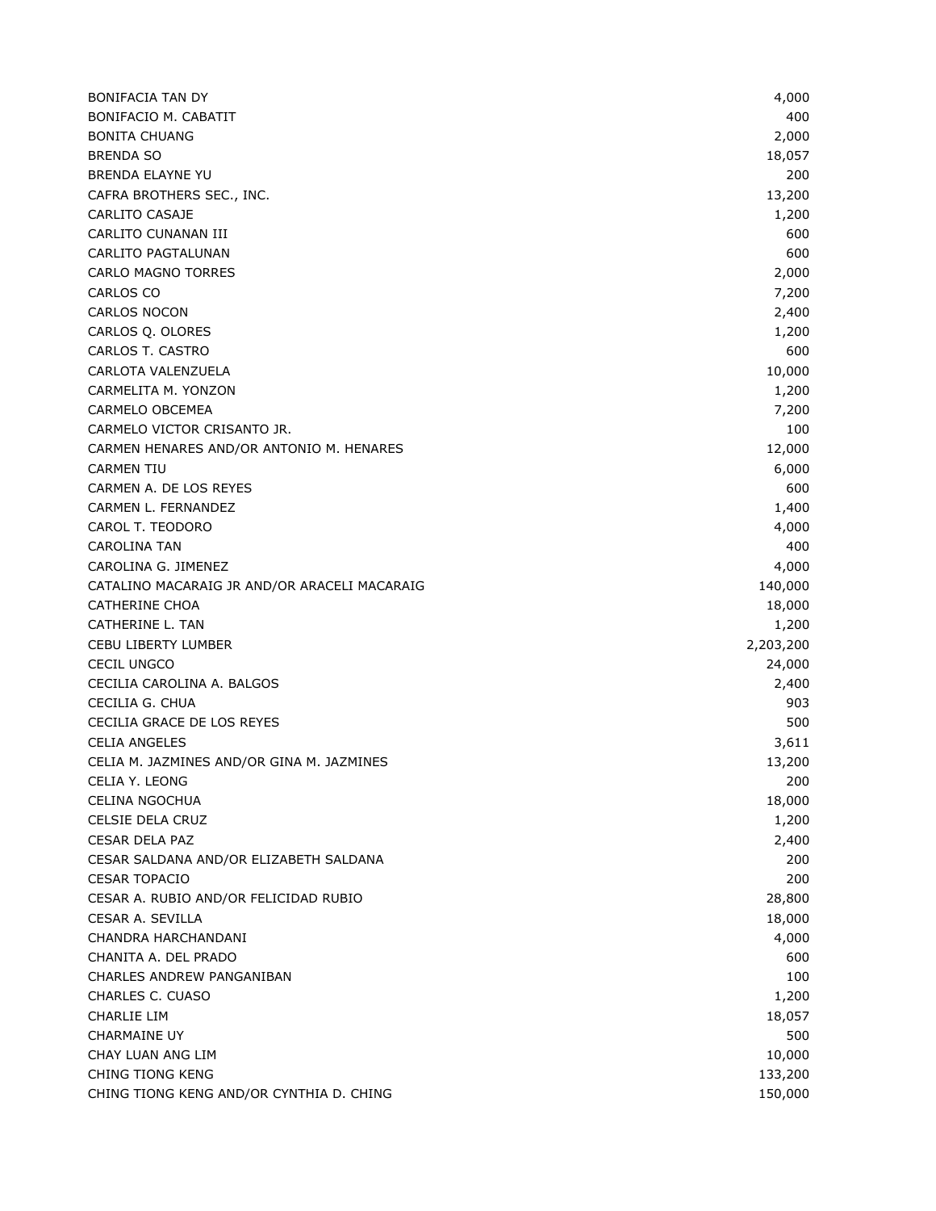| | |
|---|---|
| BONIFACIA TAN DY | 4,000 |
| BONIFACIO M. CABATIT | 400 |
| BONITA CHUANG | 2,000 |
| BRENDA SO | 18,057 |
| BRENDA ELAYNE YU | 200 |
| CAFRA BROTHERS SEC., INC. | 13,200 |
| CARLITO CASAJE | 1,200 |
| CARLITO CUNANAN III | 600 |
| CARLITO PAGTALUNAN | 600 |
| CARLO MAGNO TORRES | 2,000 |
| CARLOS CO | 7,200 |
| CARLOS NOCON | 2,400 |
| CARLOS Q. OLORES | 1,200 |
| CARLOS T. CASTRO | 600 |
| CARLOTA VALENZUELA | 10,000 |
| CARMELITA M. YONZON | 1,200 |
| CARMELO OBCEMEA | 7,200 |
| CARMELO VICTOR CRISANTO JR. | 100 |
| CARMEN HENARES AND/OR ANTONIO M. HENARES | 12,000 |
| CARMEN TIU | 6,000 |
| CARMEN A. DE LOS REYES | 600 |
| CARMEN L. FERNANDEZ | 1,400 |
| CAROL T. TEODORO | 4,000 |
| CAROLINA TAN | 400 |
| CAROLINA G. JIMENEZ | 4,000 |
| CATALINO MACARAIG JR AND/OR ARACELI MACARAIG | 140,000 |
| CATHERINE CHOA | 18,000 |
| CATHERINE L. TAN | 1,200 |
| CEBU LIBERTY LUMBER | 2,203,200 |
| CECIL UNGCO | 24,000 |
| CECILIA CAROLINA A. BALGOS | 2,400 |
| CECILIA G. CHUA | 903 |
| CECILIA GRACE DE LOS REYES | 500 |
| CELIA ANGELES | 3,611 |
| CELIA M. JAZMINES AND/OR GINA M. JAZMINES | 13,200 |
| CELIA Y. LEONG | 200 |
| CELINA NGOCHUA | 18,000 |
| CELSIE DELA CRUZ | 1,200 |
| CESAR DELA PAZ | 2,400 |
| CESAR SALDANA AND/OR ELIZABETH SALDANA | 200 |
| CESAR TOPACIO | 200 |
| CESAR A. RUBIO AND/OR FELICIDAD RUBIO | 28,800 |
| CESAR A. SEVILLA | 18,000 |
| CHANDRA HARCHANDANI | 4,000 |
| CHANITA A. DEL PRADO | 600 |
| CHARLES ANDREW PANGANIBAN | 100 |
| CHARLES C. CUASO | 1,200 |
| CHARLIE LIM | 18,057 |
| CHARMAINE UY | 500 |
| CHAY LUAN ANG LIM | 10,000 |
| CHING TIONG KENG | 133,200 |
| CHING TIONG KENG AND/OR CYNTHIA D. CHING | 150,000 |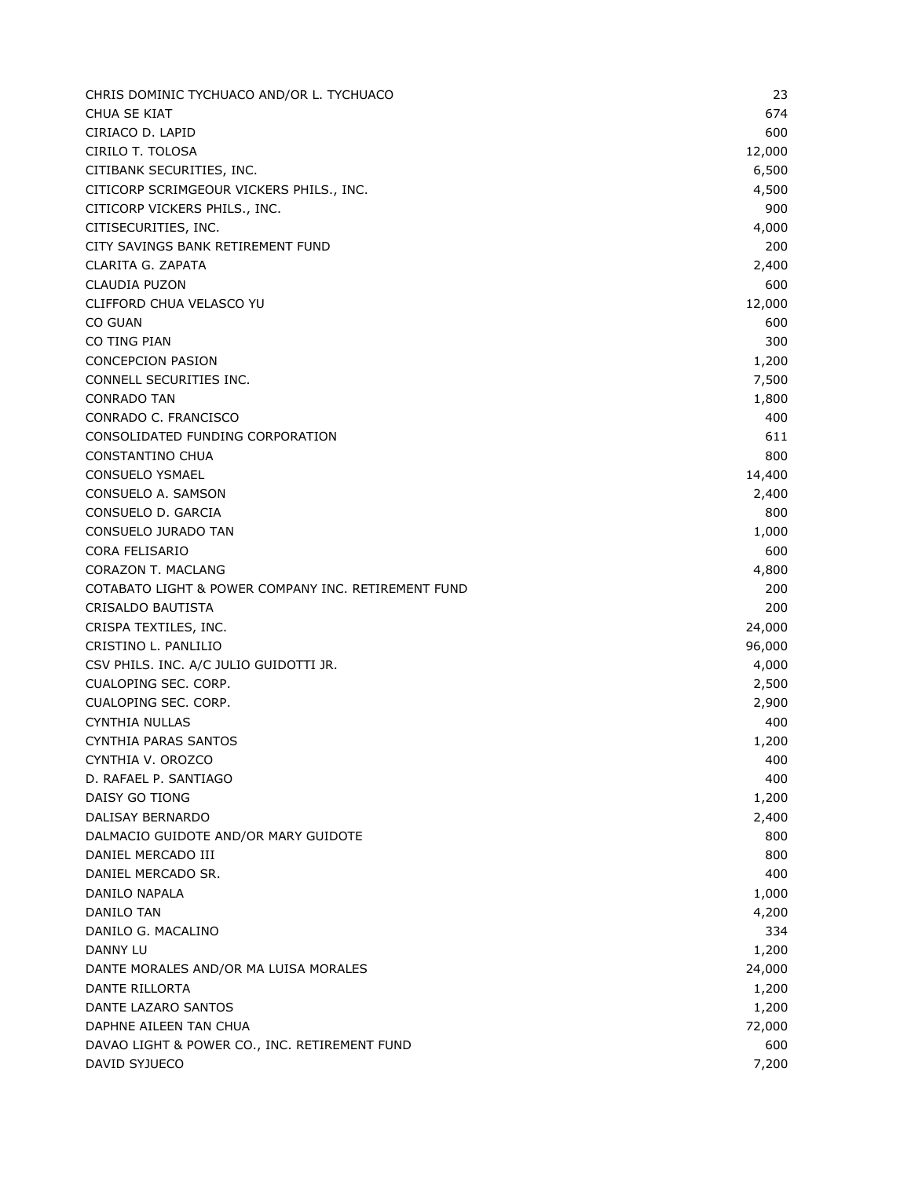| | |
|---|---:|
| CHRIS DOMINIC TYCHUACO AND/OR L. TYCHUACO | 23 |
| CHUA SE KIAT | 674 |
| CIRIACO D. LAPID | 600 |
| CIRILO T. TOLOSA | 12,000 |
| CITIBANK SECURITIES, INC. | 6,500 |
| CITICORP SCRIMGEOUR VICKERS PHILS., INC. | 4,500 |
| CITICORP VICKERS PHILS., INC. | 900 |
| CITISECURITIES, INC. | 4,000 |
| CITY SAVINGS BANK RETIREMENT FUND | 200 |
| CLARITA G. ZAPATA | 2,400 |
| CLAUDIA PUZON | 600 |
| CLIFFORD CHUA VELASCO YU | 12,000 |
| CO GUAN | 600 |
| CO TING PIAN | 300 |
| CONCEPCION PASION | 1,200 |
| CONNELL SECURITIES INC. | 7,500 |
| CONRADO TAN | 1,800 |
| CONRADO C. FRANCISCO | 400 |
| CONSOLIDATED FUNDING CORPORATION | 611 |
| CONSTANTINO CHUA | 800 |
| CONSUELO YSMAEL | 14,400 |
| CONSUELO A. SAMSON | 2,400 |
| CONSUELO D. GARCIA | 800 |
| CONSUELO JURADO TAN | 1,000 |
| CORA FELISARIO | 600 |
| CORAZON T. MACLANG | 4,800 |
| COTABATO LIGHT & POWER COMPANY INC. RETIREMENT FUND | 200 |
| CRISALDO BAUTISTA | 200 |
| CRISPA TEXTILES, INC. | 24,000 |
| CRISTINO L. PANLILIO | 96,000 |
| CSV PHILS. INC. A/C JULIO GUIDOTTI JR. | 4,000 |
| CUALOPING SEC. CORP. | 2,500 |
| CUALOPING SEC. CORP. | 2,900 |
| CYNTHIA NULLAS | 400 |
| CYNTHIA PARAS SANTOS | 1,200 |
| CYNTHIA V. OROZCO | 400 |
| D. RAFAEL P. SANTIAGO | 400 |
| DAISY GO TIONG | 1,200 |
| DALISAY BERNARDO | 2,400 |
| DALMACIO GUIDOTE AND/OR MARY GUIDOTE | 800 |
| DANIEL MERCADO III | 800 |
| DANIEL MERCADO SR. | 400 |
| DANILO NAPALA | 1,000 |
| DANILO TAN | 4,200 |
| DANILO G. MACALINO | 334 |
| DANNY LU | 1,200 |
| DANTE MORALES AND/OR MA LUISA MORALES | 24,000 |
| DANTE RILLORTA | 1,200 |
| DANTE LAZARO SANTOS | 1,200 |
| DAPHNE AILEEN TAN CHUA | 72,000 |
| DAVAO LIGHT & POWER CO., INC. RETIREMENT FUND | 600 |
| DAVID SYJUECO | 7,200 |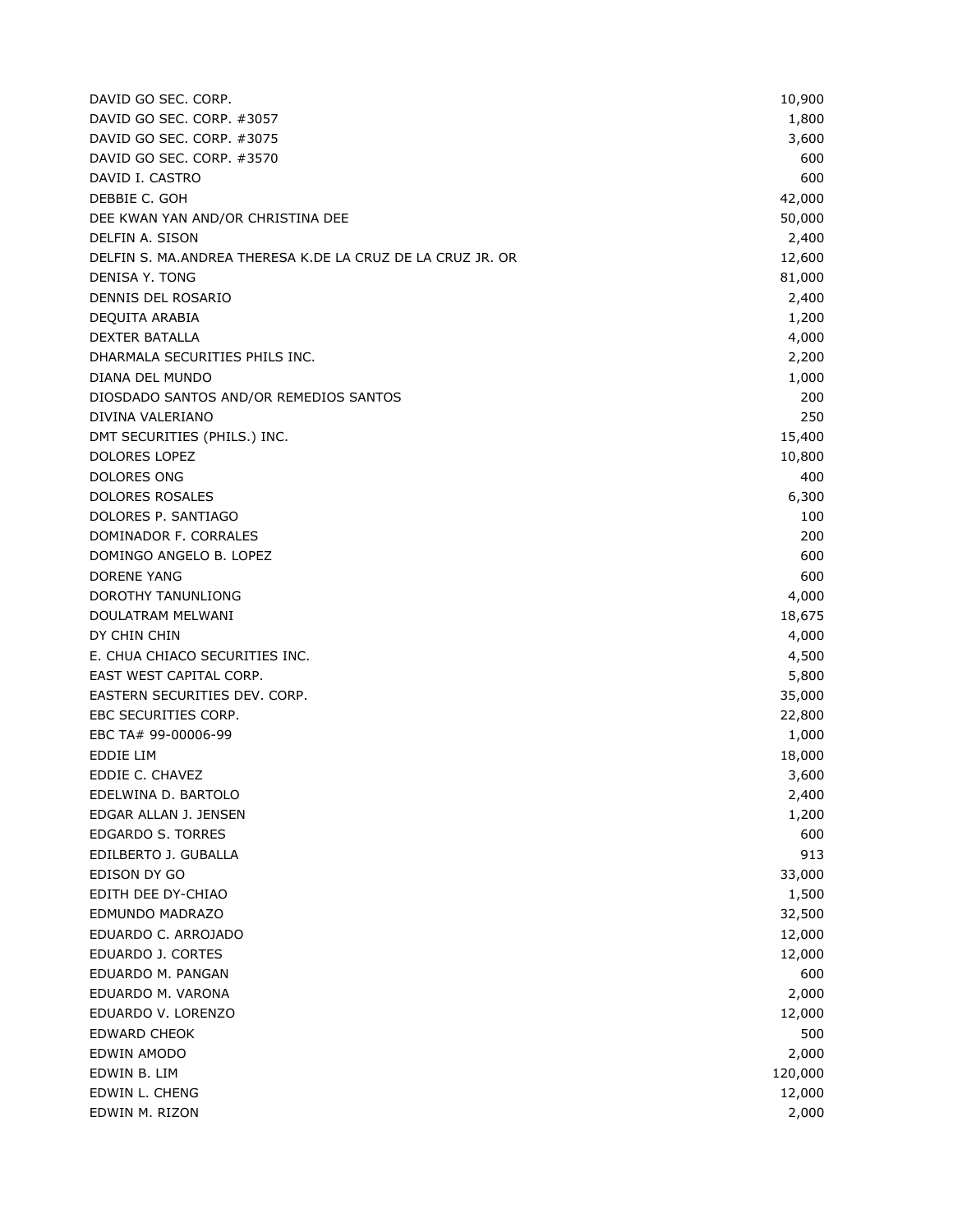| | |
|---|---|
| DAVID GO SEC. CORP. | 10,900 |
| DAVID GO SEC. CORP. #3057 | 1,800 |
| DAVID GO SEC. CORP. #3075 | 3,600 |
| DAVID GO SEC. CORP. #3570 | 600 |
| DAVID I. CASTRO | 600 |
| DEBBIE C. GOH | 42,000 |
| DEE KWAN YAN AND/OR CHRISTINA DEE | 50,000 |
| DELFIN A. SISON | 2,400 |
| DELFIN S. MA.ANDREA THERESA K.DE LA CRUZ DE LA CRUZ JR. OR | 12,600 |
| DENISA Y. TONG | 81,000 |
| DENNIS DEL ROSARIO | 2,400 |
| DEQUITA ARABIA | 1,200 |
| DEXTER BATALLA | 4,000 |
| DHARMALA SECURITIES PHILS INC. | 2,200 |
| DIANA DEL MUNDO | 1,000 |
| DIOSDADO SANTOS AND/OR REMEDIOS SANTOS | 200 |
| DIVINA VALERIANO | 250 |
| DMT SECURITIES (PHILS.) INC. | 15,400 |
| DOLORES LOPEZ | 10,800 |
| DOLORES ONG | 400 |
| DOLORES ROSALES | 6,300 |
| DOLORES P. SANTIAGO | 100 |
| DOMINADOR F. CORRALES | 200 |
| DOMINGO ANGELO B. LOPEZ | 600 |
| DORENE YANG | 600 |
| DOROTHY TANUNLIONG | 4,000 |
| DOULATRAM MELWANI | 18,675 |
| DY CHIN CHIN | 4,000 |
| E. CHUA CHIACO SECURITIES INC. | 4,500 |
| EAST WEST CAPITAL CORP. | 5,800 |
| EASTERN SECURITIES DEV. CORP. | 35,000 |
| EBC SECURITIES CORP. | 22,800 |
| EBC TA# 99-00006-99 | 1,000 |
| EDDIE LIM | 18,000 |
| EDDIE C. CHAVEZ | 3,600 |
| EDELWINA D. BARTOLO | 2,400 |
| EDGAR ALLAN J. JENSEN | 1,200 |
| EDGARDO S. TORRES | 600 |
| EDILBERTO J. GUBALLA | 913 |
| EDISON DY GO | 33,000 |
| EDITH DEE DY-CHIAO | 1,500 |
| EDMUNDO MADRAZO | 32,500 |
| EDUARDO C. ARROJADO | 12,000 |
| EDUARDO J. CORTES | 12,000 |
| EDUARDO M. PANGAN | 600 |
| EDUARDO M. VARONA | 2,000 |
| EDUARDO V. LORENZO | 12,000 |
| EDWARD CHEOK | 500 |
| EDWIN AMODO | 2,000 |
| EDWIN B. LIM | 120,000 |
| EDWIN L. CHENG | 12,000 |
| EDWIN M. RIZON | 2,000 |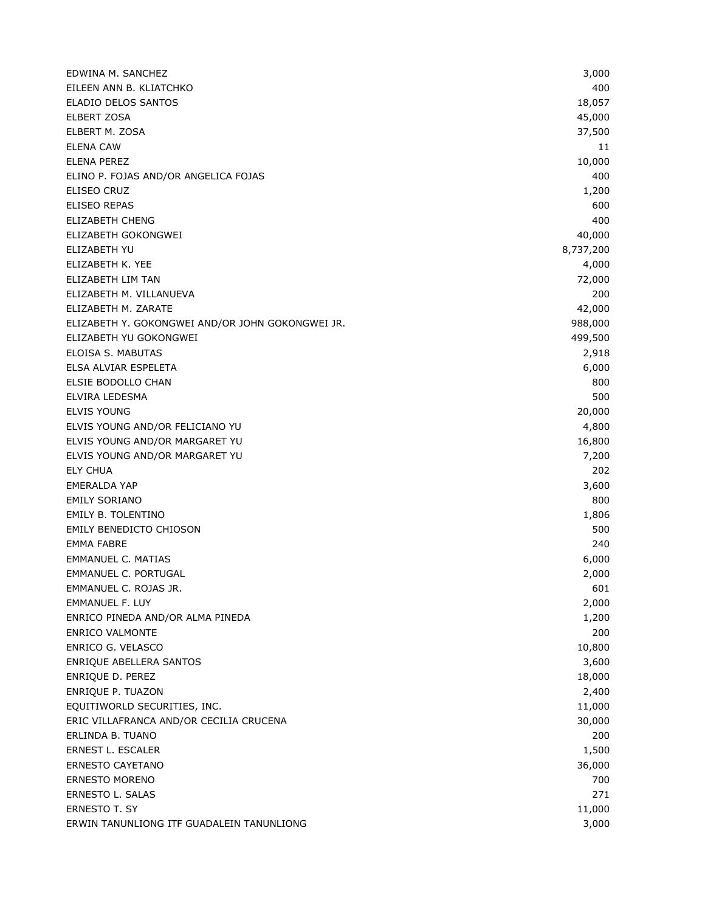| | |
|---|---|
| EDWINA M. SANCHEZ | 3,000 |
| EILEEN ANN B. KLIATCHKO | 400 |
| ELADIO DELOS SANTOS | 18,057 |
| ELBERT ZOSA | 45,000 |
| ELBERT M. ZOSA | 37,500 |
| ELENA CAW | 11 |
| ELENA PEREZ | 10,000 |
| ELINO P. FOJAS AND/OR ANGELICA FOJAS | 400 |
| ELISEO CRUZ | 1,200 |
| ELISEO REPAS | 600 |
| ELIZABETH CHENG | 400 |
| ELIZABETH GOKONGWEI | 40,000 |
| ELIZABETH YU | 8,737,200 |
| ELIZABETH K. YEE | 4,000 |
| ELIZABETH LIM TAN | 72,000 |
| ELIZABETH M. VILLANUEVA | 200 |
| ELIZABETH M. ZARATE | 42,000 |
| ELIZABETH Y. GOKONGWEI AND/OR JOHN GOKONGWEI JR. | 988,000 |
| ELIZABETH YU GOKONGWEI | 499,500 |
| ELOISA S. MABUTAS | 2,918 |
| ELSA ALVIAR ESPELETA | 6,000 |
| ELSIE BODOLLO CHAN | 800 |
| ELVIRA LEDESMA | 500 |
| ELVIS YOUNG | 20,000 |
| ELVIS YOUNG AND/OR FELICIANO YU | 4,800 |
| ELVIS YOUNG AND/OR MARGARET YU | 16,800 |
| ELVIS YOUNG AND/OR MARGARET YU | 7,200 |
| ELY CHUA | 202 |
| EMERALDA YAP | 3,600 |
| EMILY SORIANO | 800 |
| EMILY B. TOLENTINO | 1,806 |
| EMILY BENEDICTO CHIOSON | 500 |
| EMMA FABRE | 240 |
| EMMANUEL C. MATIAS | 6,000 |
| EMMANUEL C. PORTUGAL | 2,000 |
| EMMANUEL C. ROJAS JR. | 601 |
| EMMANUEL F. LUY | 2,000 |
| ENRICO PINEDA AND/OR ALMA PINEDA | 1,200 |
| ENRICO VALMONTE | 200 |
| ENRICO G. VELASCO | 10,800 |
| ENRIQUE ABELLERA SANTOS | 3,600 |
| ENRIQUE D. PEREZ | 18,000 |
| ENRIQUE P. TUAZON | 2,400 |
| EQUITIWORLD SECURITIES, INC. | 11,000 |
| ERIC VILLAFRANCA AND/OR CECILIA CRUCENA | 30,000 |
| ERLINDA B. TUANO | 200 |
| ERNEST L. ESCALER | 1,500 |
| ERNESTO CAYETANO | 36,000 |
| ERNESTO MORENO | 700 |
| ERNESTO L. SALAS | 271 |
| ERNESTO T. SY | 11,000 |
| ERWIN TANUNLIONG ITF GUADALEIN TANUNLIONG | 3,000 |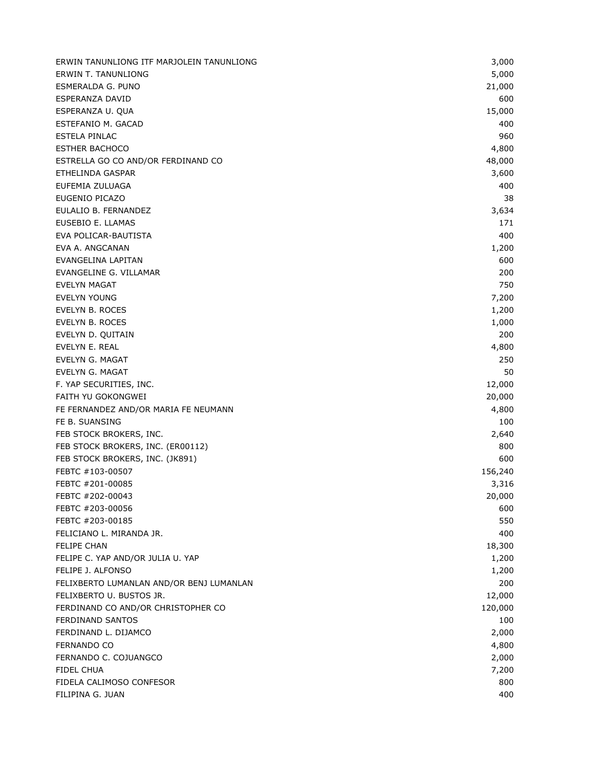| | |
|---|---:|
| ERWIN TANUNLIONG ITF MARJOLEIN TANUNLIONG | 3,000 |
| ERWIN T. TANUNLIONG | 5,000 |
| ESMERALDA G. PUNO | 21,000 |
| ESPERANZA DAVID | 600 |
| ESPERANZA U. QUA | 15,000 |
| ESTEFANIO M. GACAD | 400 |
| ESTELA PINLAC | 960 |
| ESTHER BACHOCO | 4,800 |
| ESTRELLA GO CO AND/OR FERDINAND CO | 48,000 |
| ETHELINDA GASPAR | 3,600 |
| EUFEMIA ZULUAGA | 400 |
| EUGENIO PICAZO | 38 |
| EULALIO B. FERNANDEZ | 3,634 |
| EUSEBIO E. LLAMAS | 171 |
| EVA POLICAR-BAUTISTA | 400 |
| EVA A. ANGCANAN | 1,200 |
| EVANGELINA LAPITAN | 600 |
| EVANGELINE G. VILLAMAR | 200 |
| EVELYN MAGAT | 750 |
| EVELYN YOUNG | 7,200 |
| EVELYN B. ROCES | 1,200 |
| EVELYN B. ROCES | 1,000 |
| EVELYN D. QUITAIN | 200 |
| EVELYN E. REAL | 4,800 |
| EVELYN G. MAGAT | 250 |
| EVELYN G. MAGAT | 50 |
| F. YAP SECURITIES, INC. | 12,000 |
| FAITH YU GOKONGWEI | 20,000 |
| FE FERNANDEZ AND/OR MARIA FE NEUMANN | 4,800 |
| FE B. SUANSING | 100 |
| FEB STOCK BROKERS, INC. | 2,640 |
| FEB STOCK BROKERS, INC. (ER00112) | 800 |
| FEB STOCK BROKERS, INC. (JK891) | 600 |
| FEBTC #103-00507 | 156,240 |
| FEBTC #201-00085 | 3,316 |
| FEBTC #202-00043 | 20,000 |
| FEBTC #203-00056 | 600 |
| FEBTC #203-00185 | 550 |
| FELICIANO L. MIRANDA JR. | 400 |
| FELIPE CHAN | 18,300 |
| FELIPE C. YAP AND/OR JULIA U. YAP | 1,200 |
| FELIPE J. ALFONSO | 1,200 |
| FELIXBERTO LUMANLAN AND/OR BENJ LUMANLAN | 200 |
| FELIXBERTO U. BUSTOS JR. | 12,000 |
| FERDINAND CO AND/OR CHRISTOPHER CO | 120,000 |
| FERDINAND SANTOS | 100 |
| FERDINAND L. DIJAMCO | 2,000 |
| FERNANDO CO | 4,800 |
| FERNANDO C. COJUANGCO | 2,000 |
| FIDEL CHUA | 7,200 |
| FIDELA CALIMOSO CONFESOR | 800 |
| FILIPINA G. JUAN | 400 |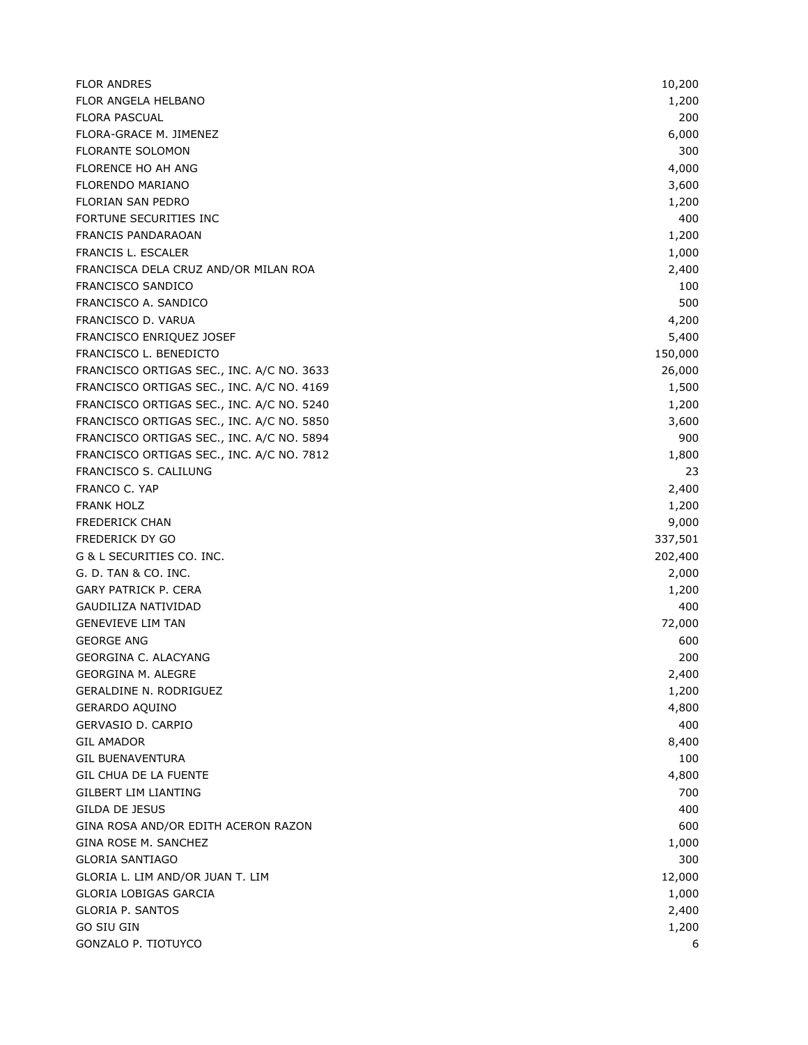| | |
|---|---:|
| FLOR ANDRES | 10,200 |
| FLOR ANGELA HELBANO | 1,200 |
| FLORA PASCUAL | 200 |
| FLORA-GRACE M. JIMENEZ | 6,000 |
| FLORANTE SOLOMON | 300 |
| FLORENCE HO AH ANG | 4,000 |
| FLORENDO MARIANO | 3,600 |
| FLORIAN SAN PEDRO | 1,200 |
| FORTUNE SECURITIES INC | 400 |
| FRANCIS PANDARAOAN | 1,200 |
| FRANCIS L. ESCALER | 1,000 |
| FRANCISCA DELA CRUZ AND/OR MILAN ROA | 2,400 |
| FRANCISCO SANDICO | 100 |
| FRANCISCO A. SANDICO | 500 |
| FRANCISCO D. VARUA | 4,200 |
| FRANCISCO ENRIQUEZ JOSEF | 5,400 |
| FRANCISCO L. BENEDICTO | 150,000 |
| FRANCISCO ORTIGAS SEC., INC. A/C NO. 3633 | 26,000 |
| FRANCISCO ORTIGAS SEC., INC. A/C NO. 4169 | 1,500 |
| FRANCISCO ORTIGAS SEC., INC. A/C NO. 5240 | 1,200 |
| FRANCISCO ORTIGAS SEC., INC. A/C NO. 5850 | 3,600 |
| FRANCISCO ORTIGAS SEC., INC. A/C NO. 5894 | 900 |
| FRANCISCO ORTIGAS SEC., INC. A/C NO. 7812 | 1,800 |
| FRANCISCO S. CALILUNG | 23 |
| FRANCO C. YAP | 2,400 |
| FRANK HOLZ | 1,200 |
| FREDERICK CHAN | 9,000 |
| FREDERICK DY GO | 337,501 |
| G & L SECURITIES CO. INC. | 202,400 |
| G. D. TAN & CO. INC. | 2,000 |
| GARY PATRICK P. CERA | 1,200 |
| GAUDILIZA NATIVIDAD | 400 |
| GENEVIEVE LIM TAN | 72,000 |
| GEORGE ANG | 600 |
| GEORGINA C. ALACYANG | 200 |
| GEORGINA M. ALEGRE | 2,400 |
| GERALDINE N. RODRIGUEZ | 1,200 |
| GERARDO AQUINO | 4,800 |
| GERVASIO D. CARPIO | 400 |
| GIL AMADOR | 8,400 |
| GIL BUENAVENTURA | 100 |
| GIL CHUA DE LA FUENTE | 4,800 |
| GILBERT LIM LIANTING | 700 |
| GILDA DE JESUS | 400 |
| GINA ROSA AND/OR EDITH ACERON RAZON | 600 |
| GINA ROSE M. SANCHEZ | 1,000 |
| GLORIA SANTIAGO | 300 |
| GLORIA L. LIM AND/OR JUAN T. LIM | 12,000 |
| GLORIA LOBIGAS GARCIA | 1,000 |
| GLORIA P. SANTOS | 2,400 |
| GO SIU GIN | 1,200 |
| GONZALO P. TIOTUYCO | 6 |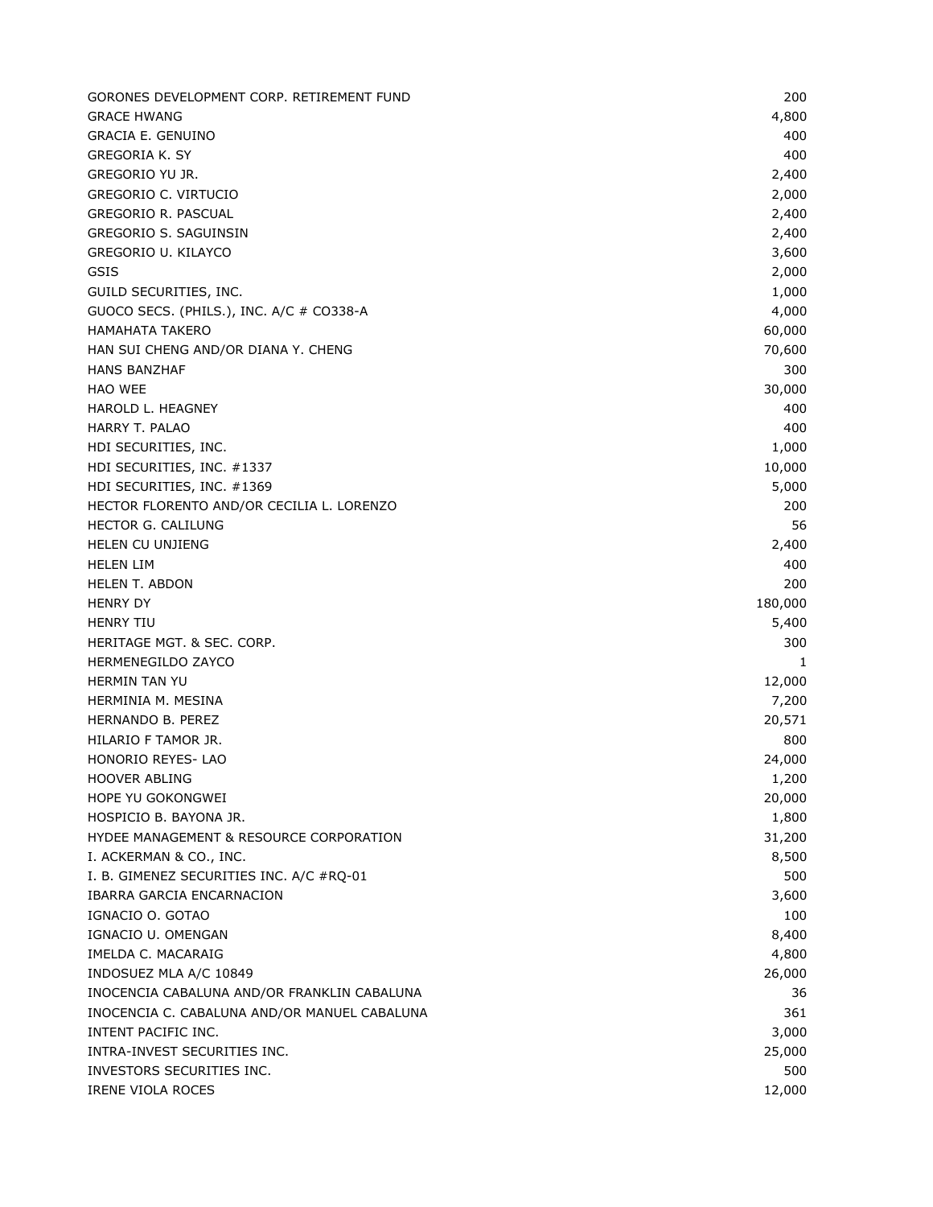| | |
|---|---:|
| GORONES DEVELOPMENT CORP. RETIREMENT FUND | 200 |
| GRACE HWANG | 4,800 |
| GRACIA E. GENUINO | 400 |
| GREGORIA K. SY | 400 |
| GREGORIO YU JR. | 2,400 |
| GREGORIO C. VIRTUCIO | 2,000 |
| GREGORIO R. PASCUAL | 2,400 |
| GREGORIO S. SAGUINSIN | 2,400 |
| GREGORIO U. KILAYCO | 3,600 |
| GSIS | 2,000 |
| GUILD SECURITIES, INC. | 1,000 |
| GUOCO SECS. (PHILS.), INC. A/C # CO338-A | 4,000 |
| HAMAHATA TAKERO | 60,000 |
| HAN SUI CHENG AND/OR DIANA Y. CHENG | 70,600 |
| HANS BANZHAF | 300 |
| HAO WEE | 30,000 |
| HAROLD L. HEAGNEY | 400 |
| HARRY T. PALAO | 400 |
| HDI SECURITIES, INC. | 1,000 |
| HDI SECURITIES, INC. #1337 | 10,000 |
| HDI SECURITIES, INC. #1369 | 5,000 |
| HECTOR FLORENTO AND/OR CECILIA L. LORENZO | 200 |
| HECTOR G. CALILUNG | 56 |
| HELEN CU UNJIENG | 2,400 |
| HELEN LIM | 400 |
| HELEN T. ABDON | 200 |
| HENRY DY | 180,000 |
| HENRY TIU | 5,400 |
| HERITAGE MGT. & SEC. CORP. | 300 |
| HERMENEGILDO ZAYCO | 1 |
| HERMIN TAN YU | 12,000 |
| HERMINIA M. MESINA | 7,200 |
| HERNANDO B. PEREZ | 20,571 |
| HILARIO F TAMOR JR. | 800 |
| HONORIO REYES- LAO | 24,000 |
| HOOVER ABLING | 1,200 |
| HOPE YU GOKONGWEI | 20,000 |
| HOSPICIO B. BAYONA JR. | 1,800 |
| HYDEE MANAGEMENT & RESOURCE CORPORATION | 31,200 |
| I. ACKERMAN & CO., INC. | 8,500 |
| I. B. GIMENEZ SECURITIES INC. A/C #RQ-01 | 500 |
| IBARRA GARCIA ENCARNACION | 3,600 |
| IGNACIO O. GOTAO | 100 |
| IGNACIO U. OMENGAN | 8,400 |
| IMELDA C. MACARAIG | 4,800 |
| INDOSUEZ MLA A/C 10849 | 26,000 |
| INOCENCIA CABALUNA AND/OR FRANKLIN CABALUNA | 36 |
| INOCENCIA C. CABALUNA AND/OR MANUEL CABALUNA | 361 |
| INTENT PACIFIC INC. | 3,000 |
| INTRA-INVEST SECURITIES INC. | 25,000 |
| INVESTORS SECURITIES INC. | 500 |
| IRENE VIOLA ROCES | 12,000 |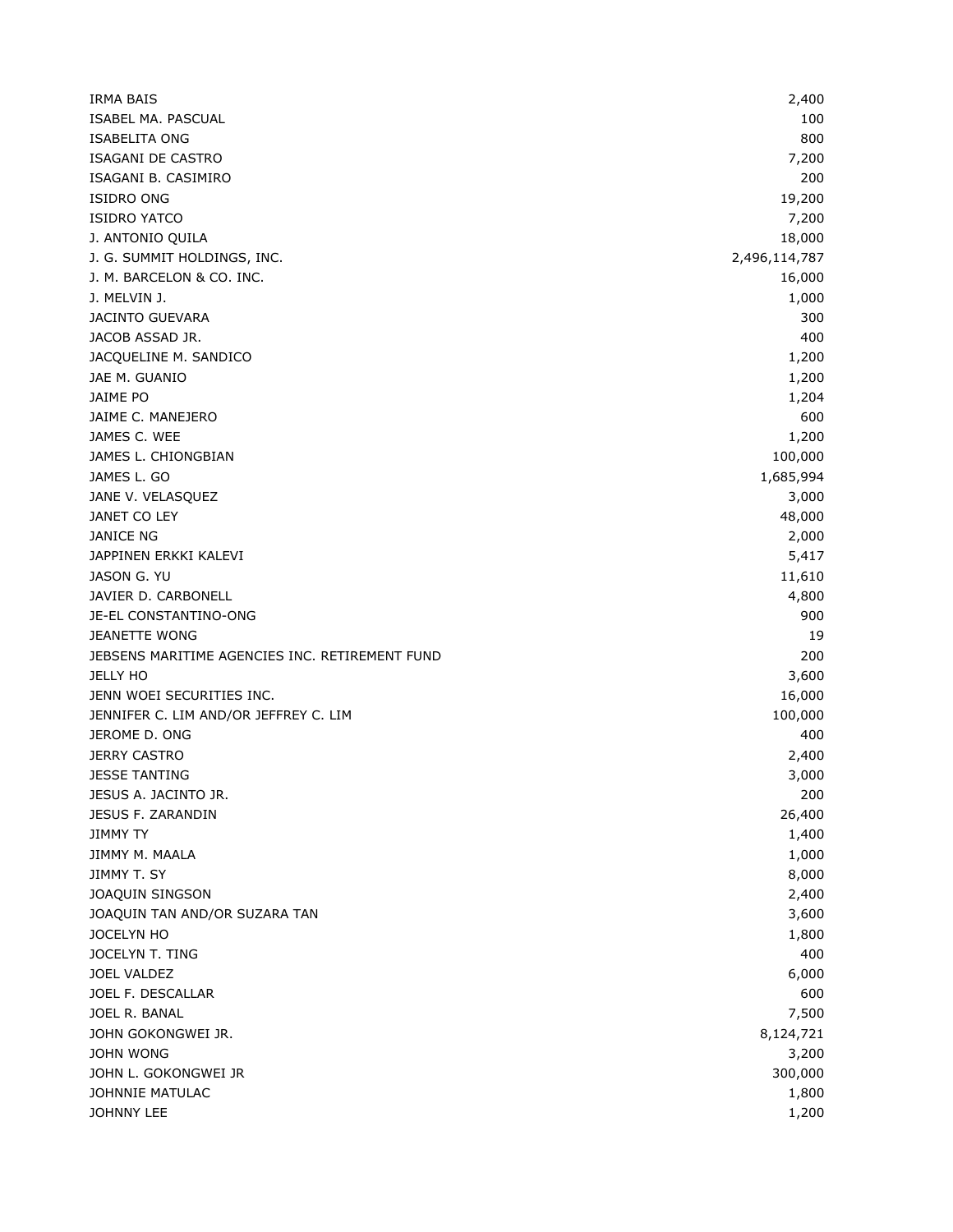| | |
|---|---|
| IRMA BAIS | 2,400 |
| ISABEL MA. PASCUAL | 100 |
| ISABELITA ONG | 800 |
| ISAGANI DE CASTRO | 7,200 |
| ISAGANI B. CASIMIRO | 200 |
| ISIDRO ONG | 19,200 |
| ISIDRO YATCO | 7,200 |
| J. ANTONIO QUILA | 18,000 |
| J. G. SUMMIT HOLDINGS, INC. | 2,496,114,787 |
| J. M. BARCELON & CO. INC. | 16,000 |
| J. MELVIN J. | 1,000 |
| JACINTO GUEVARA | 300 |
| JACOB ASSAD JR. | 400 |
| JACQUELINE M. SANDICO | 1,200 |
| JAE M. GUANIO | 1,200 |
| JAIME PO | 1,204 |
| JAIME C. MANEJERO | 600 |
| JAMES C. WEE | 1,200 |
| JAMES L. CHIONGBIAN | 100,000 |
| JAMES L. GO | 1,685,994 |
| JANE V. VELASQUEZ | 3,000 |
| JANET CO LEY | 48,000 |
| JANICE NG | 2,000 |
| JAPPINEN ERKKI KALEVI | 5,417 |
| JASON G. YU | 11,610 |
| JAVIER D. CARBONELL | 4,800 |
| JE-EL CONSTANTINO-ONG | 900 |
| JEANETTE WONG | 19 |
| JEBSENS MARITIME AGENCIES INC. RETIREMENT FUND | 200 |
| JELLY HO | 3,600 |
| JENN WOEI SECURITIES INC. | 16,000 |
| JENNIFER C. LIM AND/OR JEFFREY C. LIM | 100,000 |
| JEROME D. ONG | 400 |
| JERRY CASTRO | 2,400 |
| JESSE TANTING | 3,000 |
| JESUS A. JACINTO JR. | 200 |
| JESUS F. ZARANDIN | 26,400 |
| JIMMY TY | 1,400 |
| JIMMY M. MAALA | 1,000 |
| JIMMY T. SY | 8,000 |
| JOAQUIN SINGSON | 2,400 |
| JOAQUIN TAN AND/OR SUZARA TAN | 3,600 |
| JOCELYN HO | 1,800 |
| JOCELYN T. TING | 400 |
| JOEL VALDEZ | 6,000 |
| JOEL F. DESCALLAR | 600 |
| JOEL R. BANAL | 7,500 |
| JOHN GOKONGWEI JR. | 8,124,721 |
| JOHN WONG | 3,200 |
| JOHN L. GOKONGWEI JR | 300,000 |
| JOHNNIE MATULAC | 1,800 |
| JOHNNY LEE | 1,200 |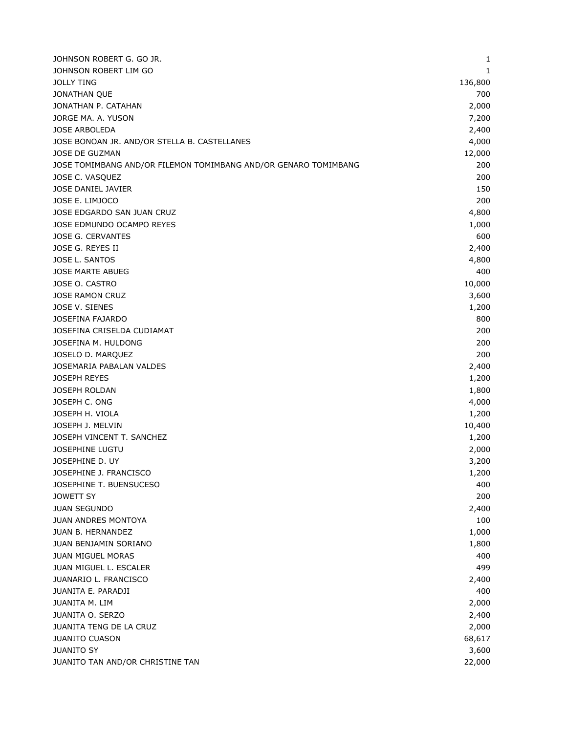| | |
|---|---|
| JOHNSON ROBERT G. GO JR. | 1 |
| JOHNSON ROBERT LIM GO | 1 |
| JOLLY TING | 136,800 |
| JONATHAN QUE | 700 |
| JONATHAN P. CATAHAN | 2,000 |
| JORGE MA. A. YUSON | 7,200 |
| JOSE ARBOLEDA | 2,400 |
| JOSE BONOAN JR. AND/OR STELLA B. CASTELLANES | 4,000 |
| JOSE DE GUZMAN | 12,000 |
| JOSE TOMIMBANG AND/OR FILEMON TOMIMBANG AND/OR GENARO TOMIMBANG | 200 |
| JOSE C. VASQUEZ | 200 |
| JOSE DANIEL JAVIER | 150 |
| JOSE E. LIMJOCO | 200 |
| JOSE EDGARDO SAN JUAN CRUZ | 4,800 |
| JOSE EDMUNDO OCAMPO REYES | 1,000 |
| JOSE G. CERVANTES | 600 |
| JOSE G. REYES II | 2,400 |
| JOSE L. SANTOS | 4,800 |
| JOSE MARTE ABUEG | 400 |
| JOSE O. CASTRO | 10,000 |
| JOSE RAMON CRUZ | 3,600 |
| JOSE V. SIENES | 1,200 |
| JOSEFINA FAJARDO | 800 |
| JOSEFINA CRISELDA CUDIAMAT | 200 |
| JOSEFINA M. HULDONG | 200 |
| JOSELO D. MARQUEZ | 200 |
| JOSEMARIA PABALAN VALDES | 2,400 |
| JOSEPH REYES | 1,200 |
| JOSEPH ROLDAN | 1,800 |
| JOSEPH C. ONG | 4,000 |
| JOSEPH H. VIOLA | 1,200 |
| JOSEPH J. MELVIN | 10,400 |
| JOSEPH VINCENT T. SANCHEZ | 1,200 |
| JOSEPHINE LUGTU | 2,000 |
| JOSEPHINE D. UY | 3,200 |
| JOSEPHINE J. FRANCISCO | 1,200 |
| JOSEPHINE T. BUENSUCESO | 400 |
| JOWETT SY | 200 |
| JUAN SEGUNDO | 2,400 |
| JUAN ANDRES MONTOYA | 100 |
| JUAN B. HERNANDEZ | 1,000 |
| JUAN BENJAMIN SORIANO | 1,800 |
| JUAN MIGUEL MORAS | 400 |
| JUAN MIGUEL L. ESCALER | 499 |
| JUANARIO L. FRANCISCO | 2,400 |
| JUANITA E. PARADJI | 400 |
| JUANITA M. LIM | 2,000 |
| JUANITA O. SERZO | 2,400 |
| JUANITA TENG DE LA CRUZ | 2,000 |
| JUANITO CUASON | 68,617 |
| JUANITO SY | 3,600 |
| JUANITO TAN AND/OR CHRISTINE TAN | 22,000 |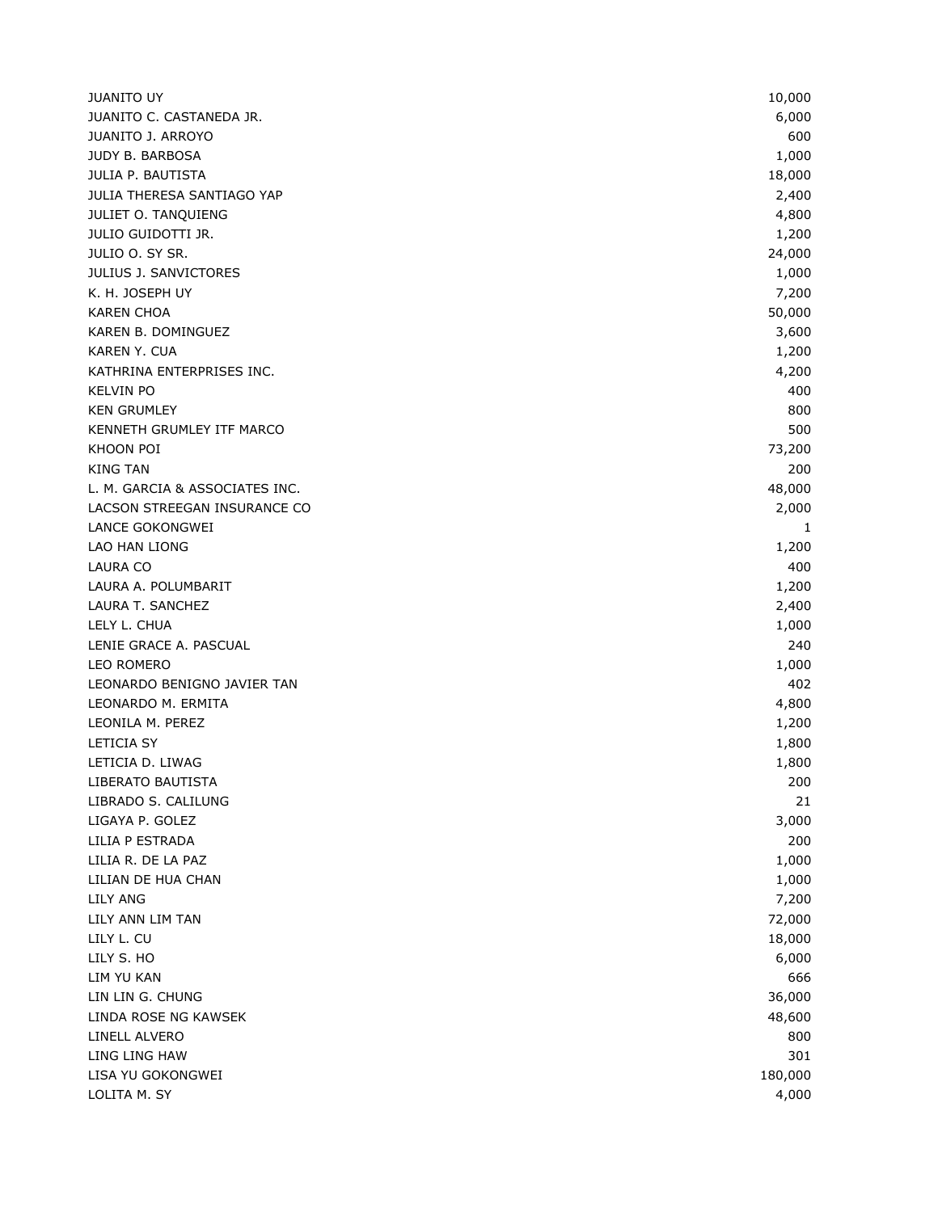| | |
|---|---:|
| JUANITO UY | 10,000 |
| JUANITO C. CASTANEDA JR. | 6,000 |
| JUANITO J. ARROYO | 600 |
| JUDY B. BARBOSA | 1,000 |
| JULIA P. BAUTISTA | 18,000 |
| JULIA THERESA SANTIAGO YAP | 2,400 |
| JULIET O. TANQUIENG | 4,800 |
| JULIO GUIDOTTI JR. | 1,200 |
| JULIO O. SY SR. | 24,000 |
| JULIUS J. SANVICTORES | 1,000 |
| K. H. JOSEPH UY | 7,200 |
| KAREN CHOA | 50,000 |
| KAREN B. DOMINGUEZ | 3,600 |
| KAREN Y. CUA | 1,200 |
| KATHRINA ENTERPRISES INC. | 4,200 |
| KELVIN PO | 400 |
| KEN GRUMLEY | 800 |
| KENNETH GRUMLEY ITF MARCO | 500 |
| KHOON POI | 73,200 |
| KING TAN | 200 |
| L. M. GARCIA & ASSOCIATES INC. | 48,000 |
| LACSON STREEGAN INSURANCE CO | 2,000 |
| LANCE GOKONGWEI | 1 |
| LAO HAN LIONG | 1,200 |
| LAURA CO | 400 |
| LAURA A. POLUMBARIT | 1,200 |
| LAURA T. SANCHEZ | 2,400 |
| LELY L. CHUA | 1,000 |
| LENIE GRACE A. PASCUAL | 240 |
| LEO ROMERO | 1,000 |
| LEONARDO BENIGNO JAVIER TAN | 402 |
| LEONARDO M. ERMITA | 4,800 |
| LEONILA M. PEREZ | 1,200 |
| LETICIA SY | 1,800 |
| LETICIA D. LIWAG | 1,800 |
| LIBERATO BAUTISTA | 200 |
| LIBRADO S. CALILUNG | 21 |
| LIGAYA P. GOLEZ | 3,000 |
| LILIA P ESTRADA | 200 |
| LILIA R. DE LA PAZ | 1,000 |
| LILIAN DE HUA CHAN | 1,000 |
| LILY ANG | 7,200 |
| LILY ANN LIM TAN | 72,000 |
| LILY L. CU | 18,000 |
| LILY S. HO | 6,000 |
| LIM YU KAN | 666 |
| LIN LIN G. CHUNG | 36,000 |
| LINDA ROSE NG KAWSEK | 48,600 |
| LINELL ALVERO | 800 |
| LING LING HAW | 301 |
| LISA YU GOKONGWEI | 180,000 |
| LOLITA M. SY | 4,000 |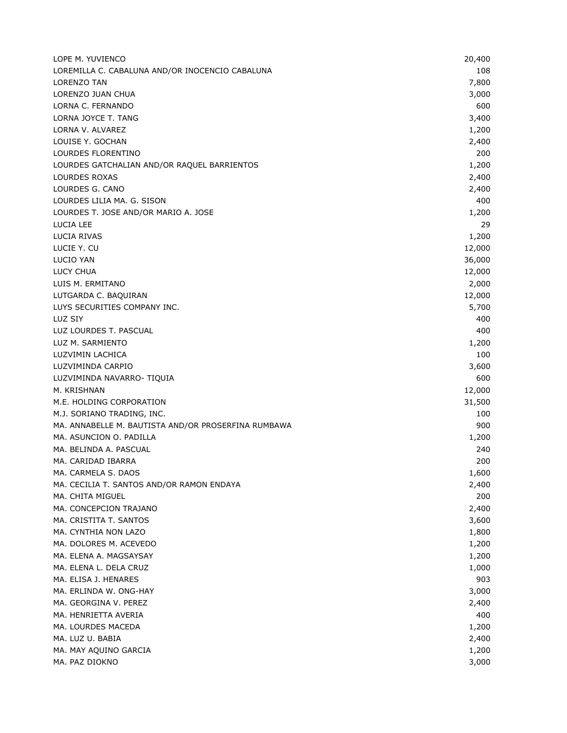| | |
|---|---:|
| LOPE M. YUVIENCO | 20,400 |
| LOREMILLA C. CABALUNA AND/OR INOCENCIO CABALUNA | 108 |
| LORENZO TAN | 7,800 |
| LORENZO JUAN CHUA | 3,000 |
| LORNA C. FERNANDO | 600 |
| LORNA JOYCE T. TANG | 3,400 |
| LORNA V. ALVAREZ | 1,200 |
| LOUISE Y. GOCHAN | 2,400 |
| LOURDES FLORENTINO | 200 |
| LOURDES GATCHALIAN AND/OR RAQUEL BARRIENTOS | 1,200 |
| LOURDES ROXAS | 2,400 |
| LOURDES G. CANO | 2,400 |
| LOURDES LILIA MA. G. SISON | 400 |
| LOURDES T. JOSE AND/OR MARIO A. JOSE | 1,200 |
| LUCIA LEE | 29 |
| LUCIA RIVAS | 1,200 |
| LUCIE Y. CU | 12,000 |
| LUCIO YAN | 36,000 |
| LUCY CHUA | 12,000 |
| LUIS M. ERMITANO | 2,000 |
| LUTGARDA C. BAQUIRAN | 12,000 |
| LUYS SECURITIES COMPANY INC. | 5,700 |
| LUZ SIY | 400 |
| LUZ LOURDES T. PASCUAL | 400 |
| LUZ M. SARMIENTO | 1,200 |
| LUZVIMIN LACHICA | 100 |
| LUZVIMINDA CARPIO | 3,600 |
| LUZVIMINDA NAVARRO- TIQUIA | 600 |
| M. KRISHNAN | 12,000 |
| M.E. HOLDING CORPORATION | 31,500 |
| M.J. SORIANO TRADING, INC. | 100 |
| MA. ANNABELLE M. BAUTISTA AND/OR PROSERFINA RUMBAWA | 900 |
| MA. ASUNCION O. PADILLA | 1,200 |
| MA. BELINDA A. PASCUAL | 240 |
| MA. CARIDAD IBARRA | 200 |
| MA. CARMELA S. DAOS | 1,600 |
| MA. CECILIA T. SANTOS AND/OR RAMON ENDAYA | 2,400 |
| MA. CHITA MIGUEL | 200 |
| MA. CONCEPCION TRAJANO | 2,400 |
| MA. CRISTITA T. SANTOS | 3,600 |
| MA. CYNTHIA NON LAZO | 1,800 |
| MA. DOLORES M. ACEVEDO | 1,200 |
| MA. ELENA A. MAGSAYSAY | 1,200 |
| MA. ELENA L. DELA CRUZ | 1,000 |
| MA. ELISA J. HENARES | 903 |
| MA. ERLINDA W. ONG-HAY | 3,000 |
| MA. GEORGINA V. PEREZ | 2,400 |
| MA. HENRIETTA AVERIA | 400 |
| MA. LOURDES MACEDA | 1,200 |
| MA. LUZ U. BABIA | 2,400 |
| MA. MAY AQUINO GARCIA | 1,200 |
| MA. PAZ DIOKNO | 3,000 |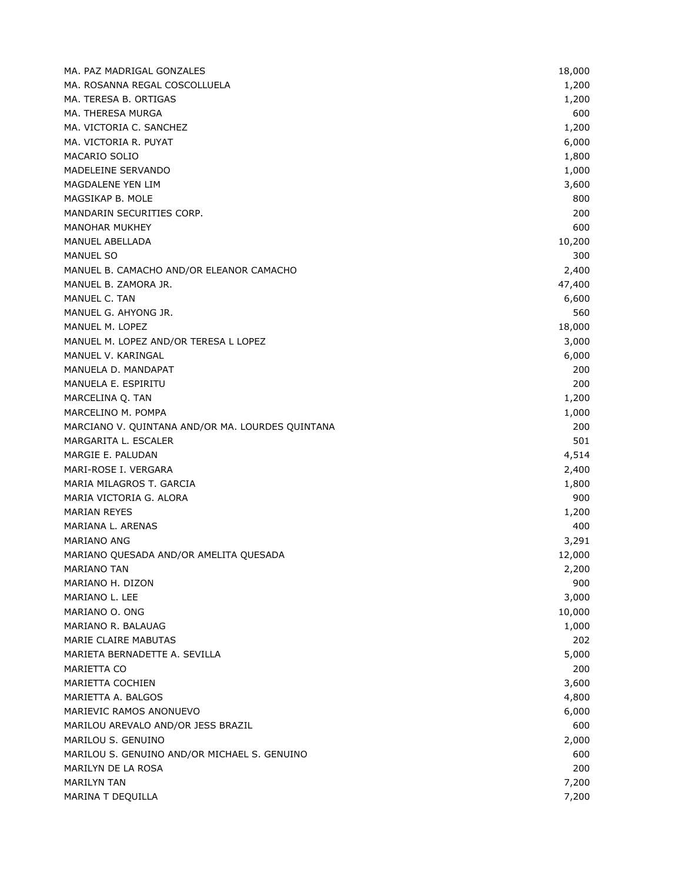| | |
|---|---|
| MA. PAZ MADRIGAL GONZALES | 18,000 |
| MA. ROSANNA REGAL COSCOLLUELA | 1,200 |
| MA. TERESA B. ORTIGAS | 1,200 |
| MA. THERESA MURGA | 600 |
| MA. VICTORIA C. SANCHEZ | 1,200 |
| MA. VICTORIA R. PUYAT | 6,000 |
| MACARIO SOLIO | 1,800 |
| MADELEINE SERVANDO | 1,000 |
| MAGDALENE YEN LIM | 3,600 |
| MAGSIKAP B. MOLE | 800 |
| MANDARIN SECURITIES CORP. | 200 |
| MANOHAR MUKHEY | 600 |
| MANUEL ABELLADA | 10,200 |
| MANUEL SO | 300 |
| MANUEL B. CAMACHO AND/OR ELEANOR CAMACHO | 2,400 |
| MANUEL B. ZAMORA JR. | 47,400 |
| MANUEL C. TAN | 6,600 |
| MANUEL G. AHYONG JR. | 560 |
| MANUEL M. LOPEZ | 18,000 |
| MANUEL M. LOPEZ AND/OR TERESA L LOPEZ | 3,000 |
| MANUEL V. KARINGAL | 6,000 |
| MANUELA D. MANDAPAT | 200 |
| MANUELA E. ESPIRITU | 200 |
| MARCELINA Q. TAN | 1,200 |
| MARCELINO M. POMPA | 1,000 |
| MARCIANO V. QUINTANA AND/OR MA. LOURDES QUINTANA | 200 |
| MARGARITA L. ESCALER | 501 |
| MARGIE E. PALUDAN | 4,514 |
| MARI-ROSE I. VERGARA | 2,400 |
| MARIA MILAGROS T. GARCIA | 1,800 |
| MARIA VICTORIA G. ALORA | 900 |
| MARIAN REYES | 1,200 |
| MARIANA L. ARENAS | 400 |
| MARIANO ANG | 3,291 |
| MARIANO QUESADA AND/OR AMELITA QUESADA | 12,000 |
| MARIANO TAN | 2,200 |
| MARIANO H. DIZON | 900 |
| MARIANO L. LEE | 3,000 |
| MARIANO O. ONG | 10,000 |
| MARIANO R. BALAUAG | 1,000 |
| MARIE CLAIRE MABUTAS | 202 |
| MARIETA BERNADETTE A. SEVILLA | 5,000 |
| MARIETTA CO | 200 |
| MARIETTA COCHIEN | 3,600 |
| MARIETTA A. BALGOS | 4,800 |
| MARIEVIC RAMOS ANONUEVO | 6,000 |
| MARILOU AREVALO AND/OR JESS BRAZIL | 600 |
| MARILOU S. GENUINO | 2,000 |
| MARILOU S. GENUINO AND/OR MICHAEL S. GENUINO | 600 |
| MARILYN DE LA ROSA | 200 |
| MARILYN TAN | 7,200 |
| MARINA T DEQUILLA | 7,200 |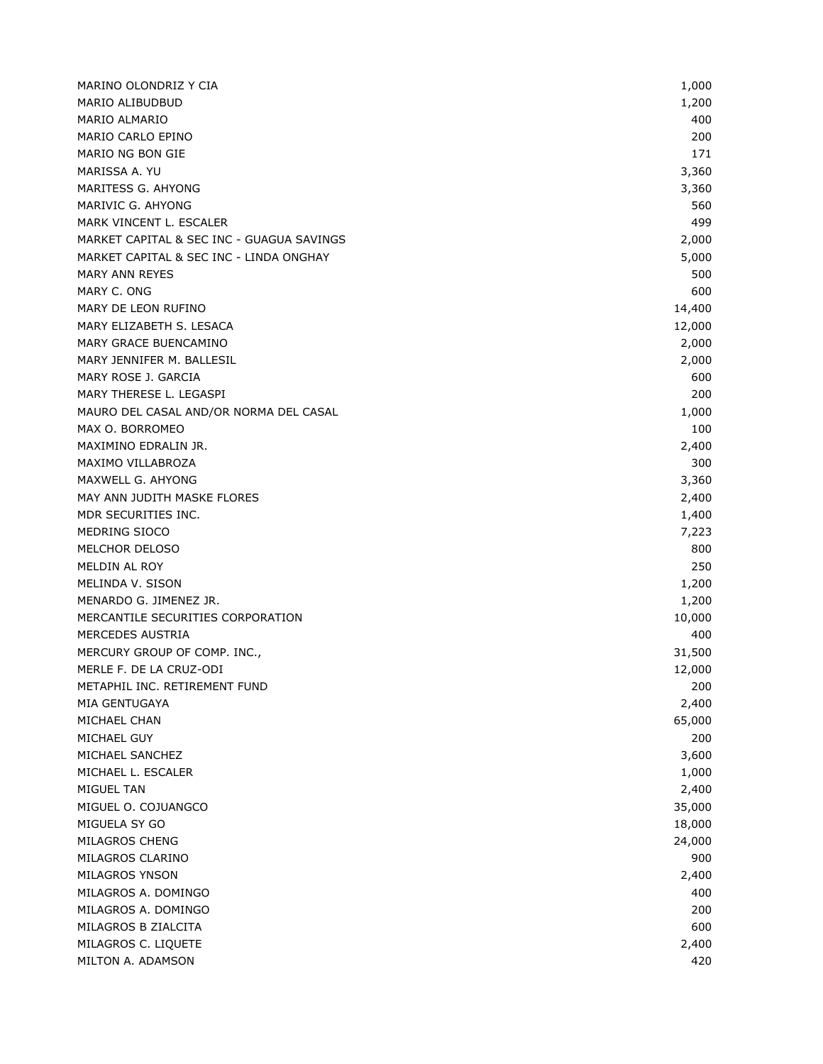| | |
|---|---|
| MARINO OLONDRIZ Y CIA | 1,000 |
| MARIO ALIBUDBUD | 1,200 |
| MARIO ALMARIO | 400 |
| MARIO CARLO EPINO | 200 |
| MARIO NG BON GIE | 171 |
| MARISSA A. YU | 3,360 |
| MARITESS G. AHYONG | 3,360 |
| MARIVIC G. AHYONG | 560 |
| MARK VINCENT L. ESCALER | 499 |
| MARKET CAPITAL & SEC INC - GUAGUA SAVINGS | 2,000 |
| MARKET CAPITAL & SEC INC - LINDA ONGHAY | 5,000 |
| MARY ANN REYES | 500 |
| MARY C. ONG | 600 |
| MARY DE LEON RUFINO | 14,400 |
| MARY ELIZABETH S. LESACA | 12,000 |
| MARY GRACE BUENCAMINO | 2,000 |
| MARY JENNIFER M. BALLESIL | 2,000 |
| MARY ROSE J. GARCIA | 600 |
| MARY THERESE L. LEGASPI | 200 |
| MAURO DEL CASAL AND/OR NORMA DEL CASAL | 1,000 |
| MAX O. BORROMEO | 100 |
| MAXIMINO EDRALIN JR. | 2,400 |
| MAXIMO VILLABROZA | 300 |
| MAXWELL G. AHYONG | 3,360 |
| MAY ANN JUDITH MASKE FLORES | 2,400 |
| MDR SECURITIES INC. | 1,400 |
| MEDRING SIOCO | 7,223 |
| MELCHOR DELOSO | 800 |
| MELDIN AL ROY | 250 |
| MELINDA V. SISON | 1,200 |
| MENARDO G. JIMENEZ JR. | 1,200 |
| MERCANTILE SECURITIES CORPORATION | 10,000 |
| MERCEDES AUSTRIA | 400 |
| MERCURY GROUP OF COMP. INC., | 31,500 |
| MERLE F. DE LA CRUZ-ODI | 12,000 |
| METAPHIL INC. RETIREMENT FUND | 200 |
| MIA GENTUGAYA | 2,400 |
| MICHAEL CHAN | 65,000 |
| MICHAEL GUY | 200 |
| MICHAEL SANCHEZ | 3,600 |
| MICHAEL L. ESCALER | 1,000 |
| MIGUEL TAN | 2,400 |
| MIGUEL O. COJUANGCO | 35,000 |
| MIGUELA SY GO | 18,000 |
| MILAGROS CHENG | 24,000 |
| MILAGROS CLARINO | 900 |
| MILAGROS YNSON | 2,400 |
| MILAGROS A. DOMINGO | 400 |
| MILAGROS A. DOMINGO | 200 |
| MILAGROS B ZIALCITA | 600 |
| MILAGROS C. LIQUETE | 2,400 |
| MILTON A. ADAMSON | 420 |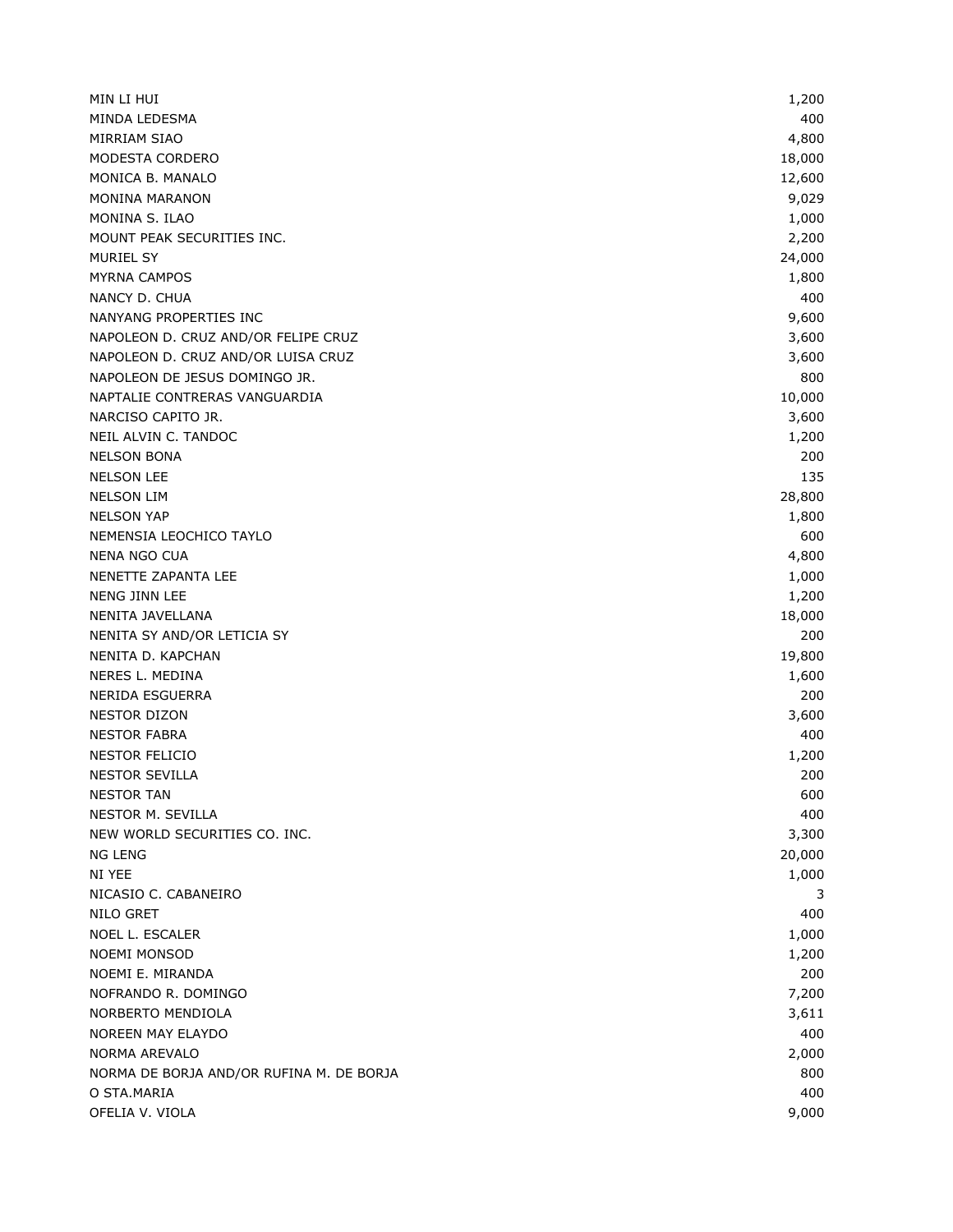| | |
|---|---|
| MIN LI HUI | 1,200 |
| MINDA LEDESMA | 400 |
| MIRRIAM SIAO | 4,800 |
| MODESTA CORDERO | 18,000 |
| MONICA B. MANALO | 12,600 |
| MONINA MARANON | 9,029 |
| MONINA S. ILAO | 1,000 |
| MOUNT PEAK SECURITIES INC. | 2,200 |
| MURIEL SY | 24,000 |
| MYRNA CAMPOS | 1,800 |
| NANCY D. CHUA | 400 |
| NANYANG PROPERTIES INC | 9,600 |
| NAPOLEON D. CRUZ AND/OR FELIPE CRUZ | 3,600 |
| NAPOLEON D. CRUZ AND/OR LUISA CRUZ | 3,600 |
| NAPOLEON DE JESUS DOMINGO JR. | 800 |
| NAPTALIE CONTRERAS VANGUARDIA | 10,000 |
| NARCISO CAPITO JR. | 3,600 |
| NEIL ALVIN C. TANDOC | 1,200 |
| NELSON BONA | 200 |
| NELSON LEE | 135 |
| NELSON LIM | 28,800 |
| NELSON YAP | 1,800 |
| NEMENSIA LEOCHICO TAYLO | 600 |
| NENA NGO CUA | 4,800 |
| NENETTE ZAPANTA LEE | 1,000 |
| NENG JINN LEE | 1,200 |
| NENITA JAVELLANA | 18,000 |
| NENITA SY AND/OR LETICIA SY | 200 |
| NENITA D. KAPCHAN | 19,800 |
| NERES L. MEDINA | 1,600 |
| NERIDA ESGUERRA | 200 |
| NESTOR DIZON | 3,600 |
| NESTOR FABRA | 400 |
| NESTOR FELICIO | 1,200 |
| NESTOR SEVILLA | 200 |
| NESTOR TAN | 600 |
| NESTOR M. SEVILLA | 400 |
| NEW WORLD SECURITIES CO. INC. | 3,300 |
| NG LENG | 20,000 |
| NI YEE | 1,000 |
| NICASIO C. CABANEIRO | 3 |
| NILO GRET | 400 |
| NOEL L. ESCALER | 1,000 |
| NOEMI MONSOD | 1,200 |
| NOEMI E. MIRANDA | 200 |
| NOFRANDO R. DOMINGO | 7,200 |
| NORBERTO MENDIOLA | 3,611 |
| NOREEN MAY ELAYDO | 400 |
| NORMA AREVALO | 2,000 |
| NORMA DE BORJA AND/OR RUFINA M. DE BORJA | 800 |
| O STA.MARIA | 400 |
| OFELIA V. VIOLA | 9,000 |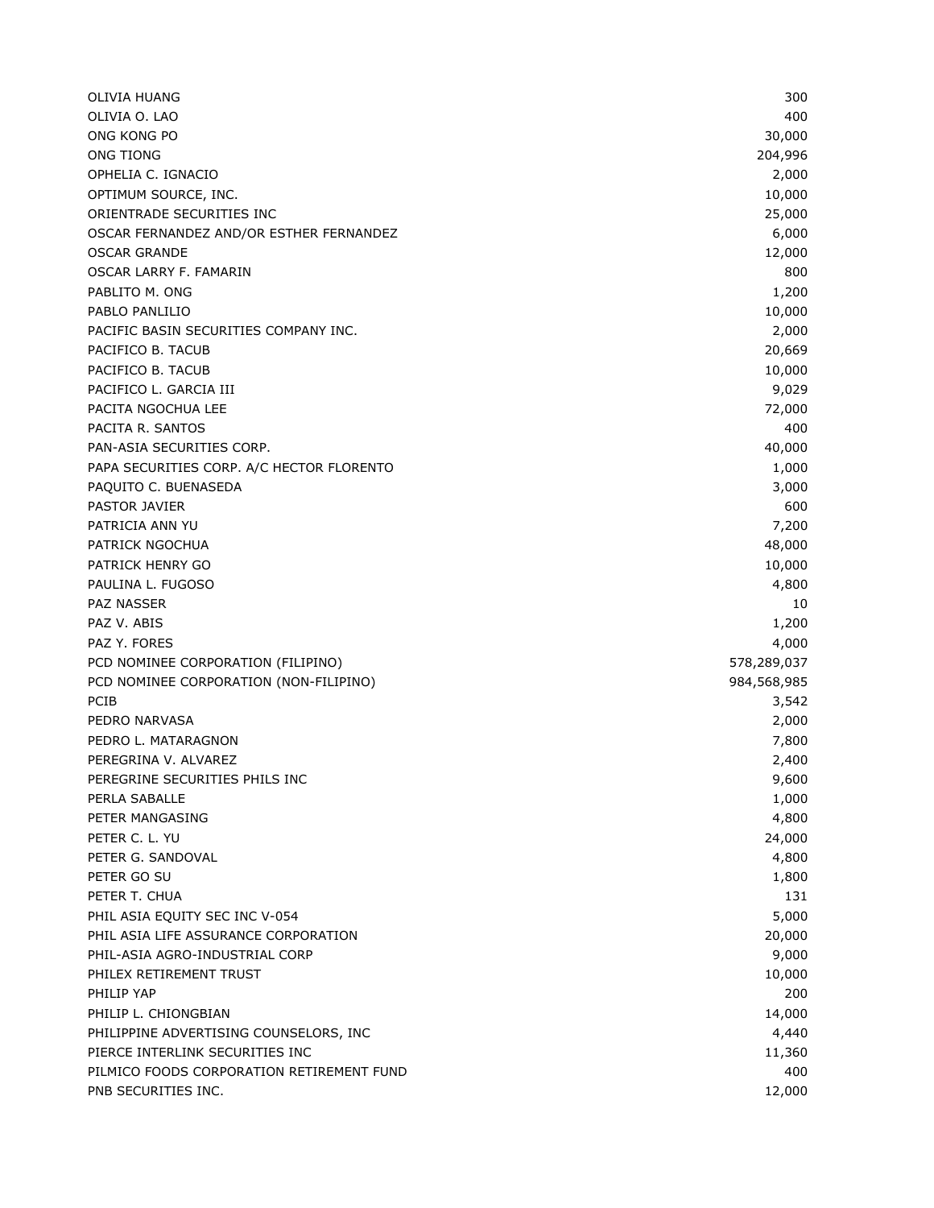| | |
|---|---|
| OLIVIA HUANG | 300 |
| OLIVIA O. LAO | 400 |
| ONG KONG PO | 30,000 |
| ONG TIONG | 204,996 |
| OPHELIA C. IGNACIO | 2,000 |
| OPTIMUM SOURCE, INC. | 10,000 |
| ORIENTRADE SECURITIES INC | 25,000 |
| OSCAR FERNANDEZ AND/OR ESTHER FERNANDEZ | 6,000 |
| OSCAR GRANDE | 12,000 |
| OSCAR LARRY F. FAMARIN | 800 |
| PABLITO M. ONG | 1,200 |
| PABLO PANLILIO | 10,000 |
| PACIFIC BASIN SECURITIES COMPANY INC. | 2,000 |
| PACIFICO B. TACUB | 20,669 |
| PACIFICO B. TACUB | 10,000 |
| PACIFICO L. GARCIA III | 9,029 |
| PACITA NGOCHUA LEE | 72,000 |
| PACITA R. SANTOS | 400 |
| PAN-ASIA SECURITIES CORP. | 40,000 |
| PAPA SECURITIES CORP. A/C HECTOR FLORENTO | 1,000 |
| PAQUITO C. BUENASEDA | 3,000 |
| PASTOR JAVIER | 600 |
| PATRICIA ANN YU | 7,200 |
| PATRICK NGOCHUA | 48,000 |
| PATRICK HENRY GO | 10,000 |
| PAULINA L. FUGOSO | 4,800 |
| PAZ NASSER | 10 |
| PAZ V. ABIS | 1,200 |
| PAZ Y. FORES | 4,000 |
| PCD NOMINEE CORPORATION (FILIPINO) | 578,289,037 |
| PCD NOMINEE CORPORATION (NON-FILIPINO) | 984,568,985 |
| PCIB | 3,542 |
| PEDRO NARVASA | 2,000 |
| PEDRO L. MATARAGNON | 7,800 |
| PEREGRINA V. ALVAREZ | 2,400 |
| PEREGRINE SECURITIES PHILS INC | 9,600 |
| PERLA SABALLE | 1,000 |
| PETER MANGASING | 4,800 |
| PETER C. L. YU | 24,000 |
| PETER G. SANDOVAL | 4,800 |
| PETER GO SU | 1,800 |
| PETER T. CHUA | 131 |
| PHIL ASIA EQUITY SEC INC V-054 | 5,000 |
| PHIL ASIA LIFE ASSURANCE CORPORATION | 20,000 |
| PHIL-ASIA AGRO-INDUSTRIAL CORP | 9,000 |
| PHILEX RETIREMENT TRUST | 10,000 |
| PHILIP YAP | 200 |
| PHILIP L. CHIONGBIAN | 14,000 |
| PHILIPPINE ADVERTISING COUNSELORS, INC | 4,440 |
| PIERCE INTERLINK SECURITIES INC | 11,360 |
| PILMICO FOODS CORPORATION RETIREMENT FUND | 400 |
| PNB SECURITIES INC. | 12,000 |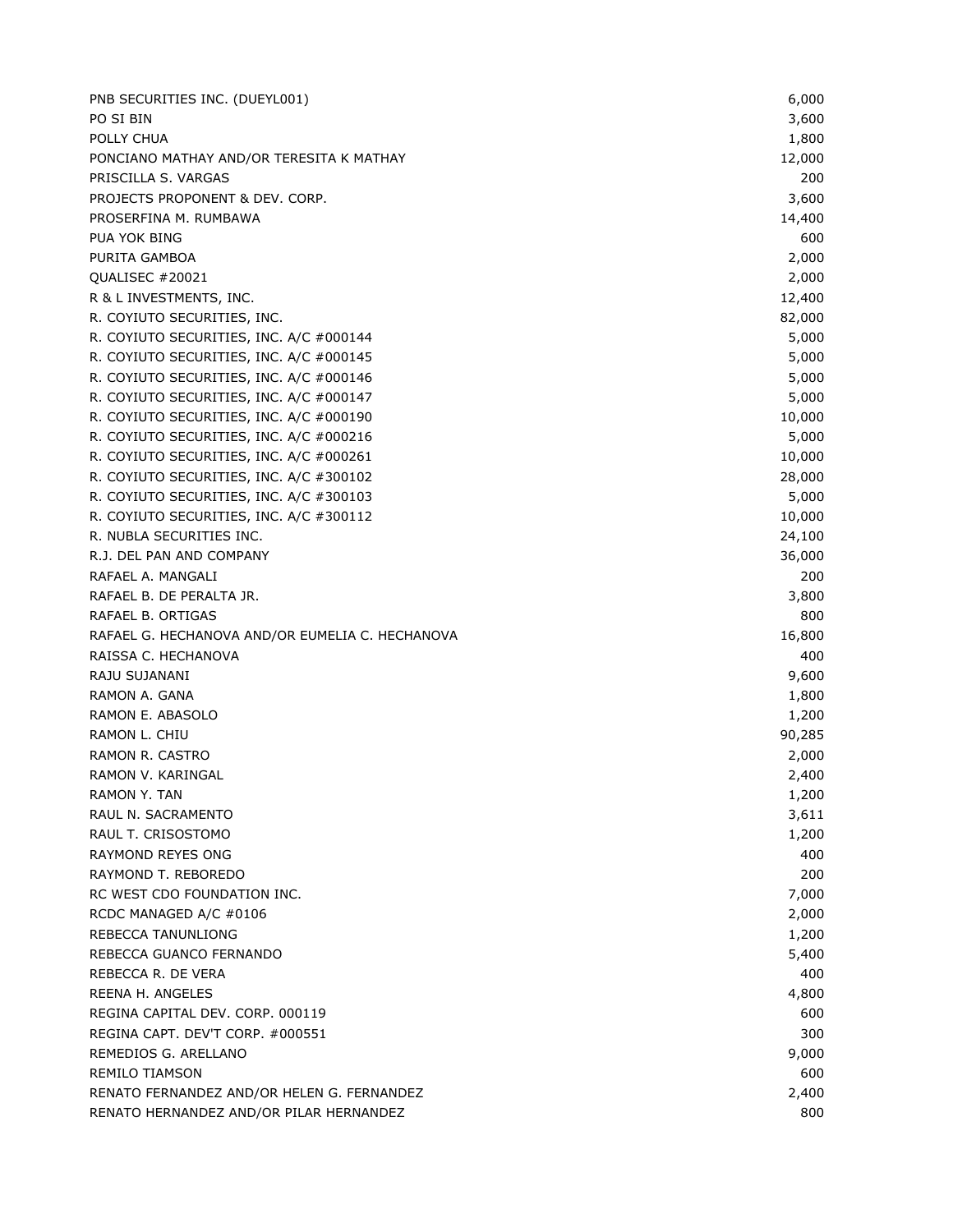| | |
|---|---|
| PNB SECURITIES INC. (DUEYL001) | 6,000 |
| PO SI BIN | 3,600 |
| POLLY CHUA | 1,800 |
| PONCIANO MATHAY AND/OR TERESITA K MATHAY | 12,000 |
| PRISCILLA S. VARGAS | 200 |
| PROJECTS PROPONENT & DEV. CORP. | 3,600 |
| PROSERFINA M. RUMBAWA | 14,400 |
| PUA YOK BING | 600 |
| PURITA GAMBOA | 2,000 |
| QUALISEC #20021 | 2,000 |
| R & L INVESTMENTS, INC. | 12,400 |
| R. COYIUTO SECURITIES, INC. | 82,000 |
| R. COYIUTO SECURITIES, INC. A/C #000144 | 5,000 |
| R. COYIUTO SECURITIES, INC. A/C #000145 | 5,000 |
| R. COYIUTO SECURITIES, INC. A/C #000146 | 5,000 |
| R. COYIUTO SECURITIES, INC. A/C #000147 | 5,000 |
| R. COYIUTO SECURITIES, INC. A/C #000190 | 10,000 |
| R. COYIUTO SECURITIES, INC. A/C #000216 | 5,000 |
| R. COYIUTO SECURITIES, INC. A/C #000261 | 10,000 |
| R. COYIUTO SECURITIES, INC. A/C #300102 | 28,000 |
| R. COYIUTO SECURITIES, INC. A/C #300103 | 5,000 |
| R. COYIUTO SECURITIES, INC. A/C #300112 | 10,000 |
| R. NUBLA SECURITIES INC. | 24,100 |
| R.J. DEL PAN AND COMPANY | 36,000 |
| RAFAEL A. MANGALI | 200 |
| RAFAEL B. DE PERALTA JR. | 3,800 |
| RAFAEL B. ORTIGAS | 800 |
| RAFAEL G. HECHANOVA AND/OR EUMELIA C. HECHANOVA | 16,800 |
| RAISSA C. HECHANOVA | 400 |
| RAJU SUJANANI | 9,600 |
| RAMON A. GANA | 1,800 |
| RAMON E. ABASOLO | 1,200 |
| RAMON L. CHIU | 90,285 |
| RAMON R. CASTRO | 2,000 |
| RAMON V. KARINGAL | 2,400 |
| RAMON Y. TAN | 1,200 |
| RAUL N. SACRAMENTO | 3,611 |
| RAUL T. CRISOSTOMO | 1,200 |
| RAYMOND REYES ONG | 400 |
| RAYMOND T. REBOREDO | 200 |
| RC WEST CDO FOUNDATION INC. | 7,000 |
| RCDC MANAGED A/C #0106 | 2,000 |
| REBECCA TANUNLIONG | 1,200 |
| REBECCA GUANCO FERNANDO | 5,400 |
| REBECCA R. DE VERA | 400 |
| REENA H. ANGELES | 4,800 |
| REGINA CAPITAL DEV. CORP. 000119 | 600 |
| REGINA CAPT. DEV'T CORP. #000551 | 300 |
| REMEDIOS G. ARELLANO | 9,000 |
| REMILO TIAMSON | 600 |
| RENATO FERNANDEZ AND/OR HELEN G. FERNANDEZ | 2,400 |
| RENATO HERNANDEZ AND/OR PILAR HERNANDEZ | 800 |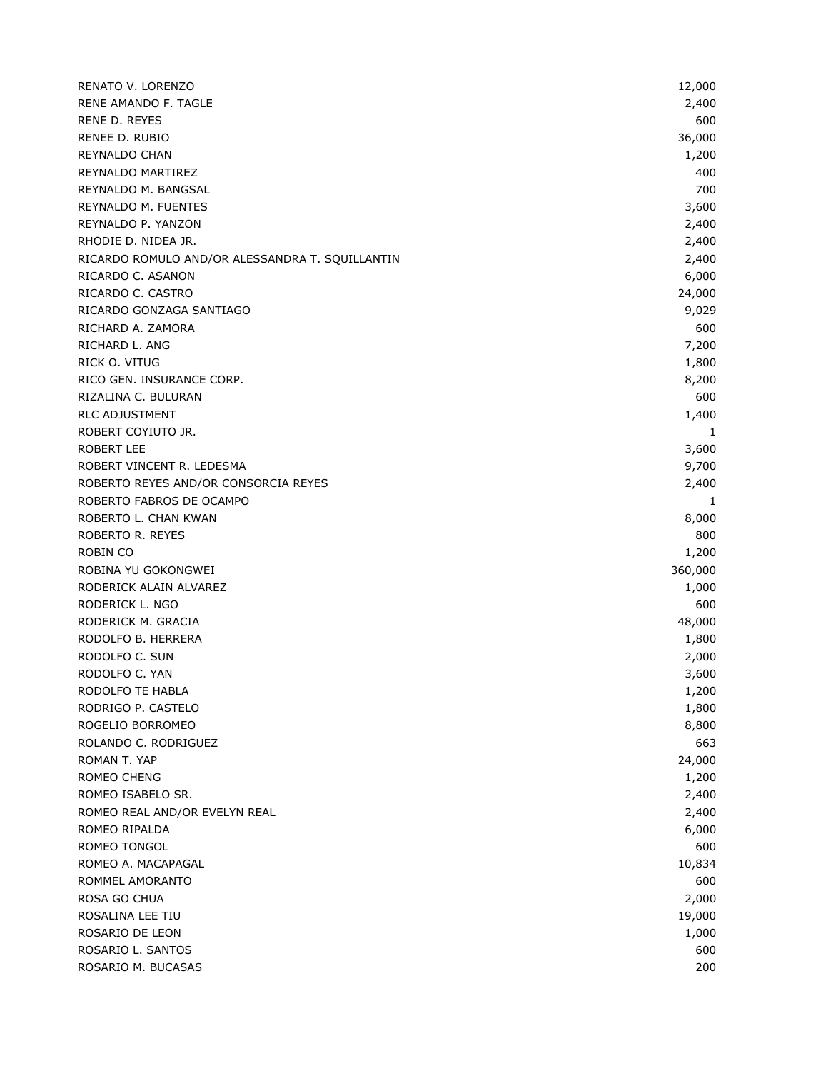| | |
|---|---|
| RENATO V. LORENZO | 12,000 |
| RENE AMANDO F. TAGLE | 2,400 |
| RENE D. REYES | 600 |
| RENEE D. RUBIO | 36,000 |
| REYNALDO CHAN | 1,200 |
| REYNALDO MARTIREZ | 400 |
| REYNALDO M. BANGSAL | 700 |
| REYNALDO M. FUENTES | 3,600 |
| REYNALDO P. YANZON | 2,400 |
| RHODIE D. NIDEA JR. | 2,400 |
| RICARDO ROMULO AND/OR ALESSANDRA T. SQUILLANTIN | 2,400 |
| RICARDO C. ASANON | 6,000 |
| RICARDO C. CASTRO | 24,000 |
| RICARDO GONZAGA SANTIAGO | 9,029 |
| RICHARD A. ZAMORA | 600 |
| RICHARD L. ANG | 7,200 |
| RICK O. VITUG | 1,800 |
| RICO GEN. INSURANCE CORP. | 8,200 |
| RIZALINA C. BULURAN | 600 |
| RLC ADJUSTMENT | 1,400 |
| ROBERT COYIUTO JR. | 1 |
| ROBERT LEE | 3,600 |
| ROBERT VINCENT R. LEDESMA | 9,700 |
| ROBERTO REYES AND/OR CONSORCIA REYES | 2,400 |
| ROBERTO FABROS DE OCAMPO | 1 |
| ROBERTO L. CHAN KWAN | 8,000 |
| ROBERTO R. REYES | 800 |
| ROBIN CO | 1,200 |
| ROBINA YU GOKONGWEI | 360,000 |
| RODERICK ALAIN ALVAREZ | 1,000 |
| RODERICK L. NGO | 600 |
| RODERICK M. GRACIA | 48,000 |
| RODOLFO B. HERRERA | 1,800 |
| RODOLFO C. SUN | 2,000 |
| RODOLFO C. YAN | 3,600 |
| RODOLFO TE HABLA | 1,200 |
| RODRIGO P. CASTELO | 1,800 |
| ROGELIO BORROMEO | 8,800 |
| ROLANDO C. RODRIGUEZ | 663 |
| ROMAN T. YAP | 24,000 |
| ROMEO CHENG | 1,200 |
| ROMEO ISABELO SR. | 2,400 |
| ROMEO REAL AND/OR EVELYN REAL | 2,400 |
| ROMEO RIPALDA | 6,000 |
| ROMEO TONGOL | 600 |
| ROMEO A. MACAPAGAL | 10,834 |
| ROMMEL AMORANTO | 600 |
| ROSA GO CHUA | 2,000 |
| ROSALINA LEE TIU | 19,000 |
| ROSARIO DE LEON | 1,000 |
| ROSARIO L. SANTOS | 600 |
| ROSARIO M. BUCASAS | 200 |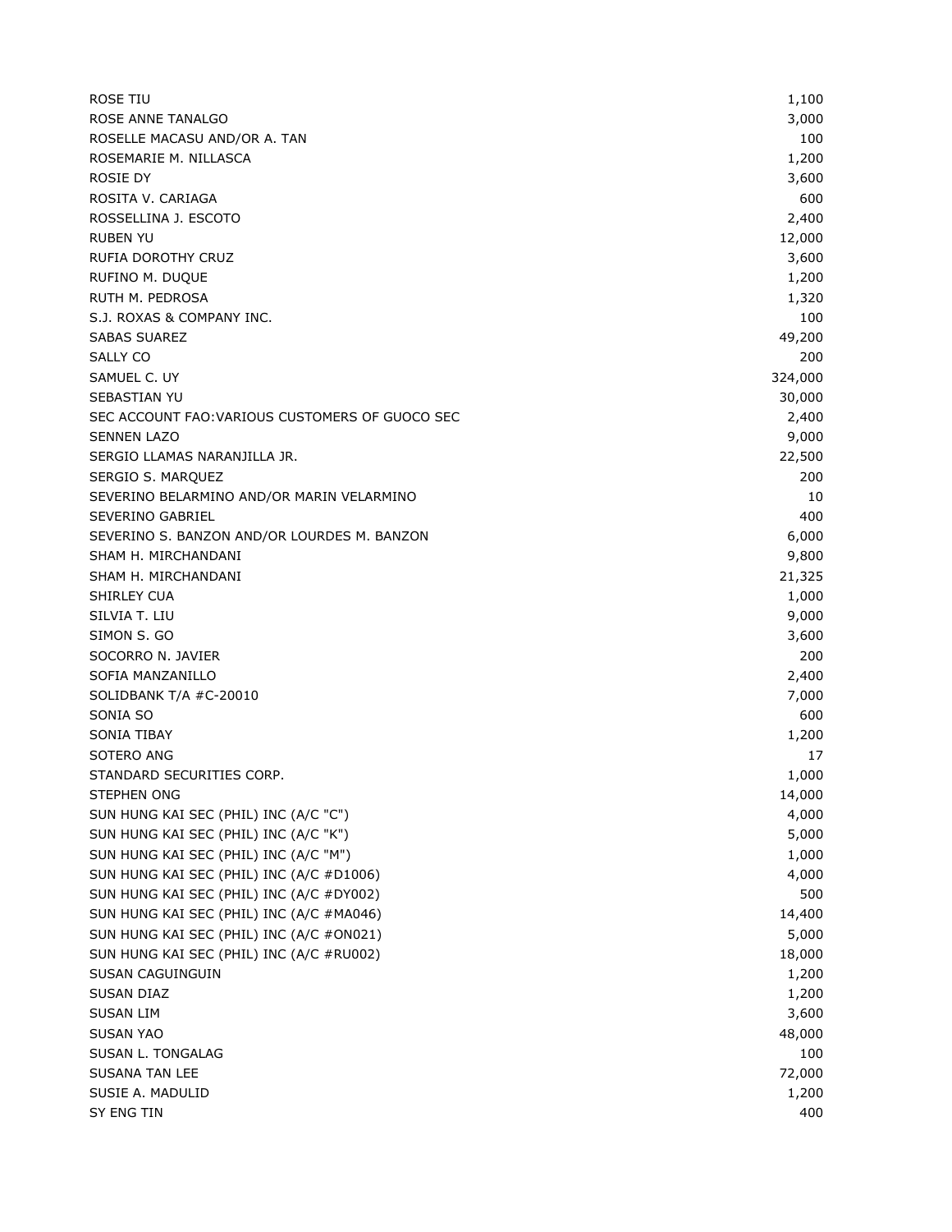| | |
|---|---|
| ROSE TIU | 1,100 |
| ROSE ANNE TANALGO | 3,000 |
| ROSELLE MACASU AND/OR A. TAN | 100 |
| ROSEMARIE M. NILLASCA | 1,200 |
| ROSIE DY | 3,600 |
| ROSITA V. CARIAGA | 600 |
| ROSSELLINA J. ESCOTO | 2,400 |
| RUBEN YU | 12,000 |
| RUFIA DOROTHY CRUZ | 3,600 |
| RUFINO M. DUQUE | 1,200 |
| RUTH M. PEDROSA | 1,320 |
| S.J. ROXAS & COMPANY INC. | 100 |
| SABAS SUAREZ | 49,200 |
| SALLY CO | 200 |
| SAMUEL C. UY | 324,000 |
| SEBASTIAN YU | 30,000 |
| SEC ACCOUNT FAO:VARIOUS CUSTOMERS OF GUOCO SEC | 2,400 |
| SENNEN LAZO | 9,000 |
| SERGIO LLAMAS NARANJILLA JR. | 22,500 |
| SERGIO S. MARQUEZ | 200 |
| SEVERINO BELARMINO AND/OR MARIN VELARMINO | 10 |
| SEVERINO GABRIEL | 400 |
| SEVERINO S. BANZON AND/OR LOURDES M. BANZON | 6,000 |
| SHAM H. MIRCHANDANI | 9,800 |
| SHAM H. MIRCHANDANI | 21,325 |
| SHIRLEY CUA | 1,000 |
| SILVIA T. LIU | 9,000 |
| SIMON S. GO | 3,600 |
| SOCORRO N. JAVIER | 200 |
| SOFIA MANZANILLO | 2,400 |
| SOLIDBANK T/A #C-20010 | 7,000 |
| SONIA SO | 600 |
| SONIA TIBAY | 1,200 |
| SOTERO ANG | 17 |
| STANDARD SECURITIES CORP. | 1,000 |
| STEPHEN ONG | 14,000 |
| SUN HUNG KAI SEC (PHIL) INC (A/C "C") | 4,000 |
| SUN HUNG KAI SEC (PHIL) INC (A/C "K") | 5,000 |
| SUN HUNG KAI SEC (PHIL) INC (A/C "M") | 1,000 |
| SUN HUNG KAI SEC (PHIL) INC (A/C #D1006) | 4,000 |
| SUN HUNG KAI SEC (PHIL) INC (A/C #DY002) | 500 |
| SUN HUNG KAI SEC (PHIL) INC (A/C #MA046) | 14,400 |
| SUN HUNG KAI SEC (PHIL) INC (A/C #ON021) | 5,000 |
| SUN HUNG KAI SEC (PHIL) INC (A/C #RU002) | 18,000 |
| SUSAN CAGUINGUIN | 1,200 |
| SUSAN DIAZ | 1,200 |
| SUSAN LIM | 3,600 |
| SUSAN YAO | 48,000 |
| SUSAN L. TONGALAG | 100 |
| SUSANA TAN LEE | 72,000 |
| SUSIE A. MADULID | 1,200 |
| SY ENG TIN | 400 |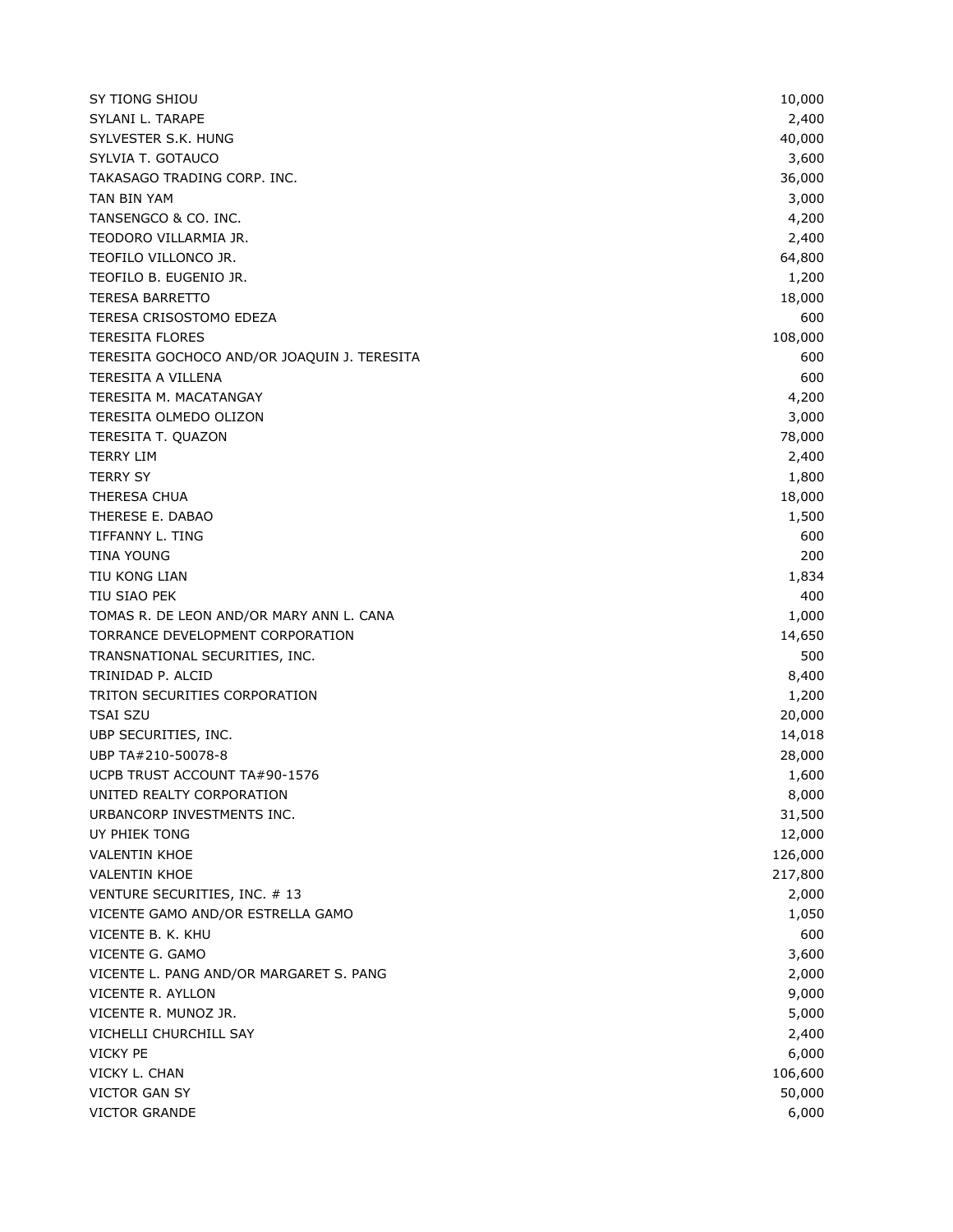| | |
|---|---|
| SY TIONG SHIOU | 10,000 |
| SYLANI L. TARAPE | 2,400 |
| SYLVESTER S.K. HUNG | 40,000 |
| SYLVIA T. GOTAUCO | 3,600 |
| TAKASAGO TRADING CORP. INC. | 36,000 |
| TAN BIN YAM | 3,000 |
| TANSENGCO & CO. INC. | 4,200 |
| TEODORO VILLARMIA JR. | 2,400 |
| TEOFILO VILLONCO JR. | 64,800 |
| TEOFILO B. EUGENIO JR. | 1,200 |
| TERESA BARRETTO | 18,000 |
| TERESA CRISOSTOMO EDEZA | 600 |
| TERESITA FLORES | 108,000 |
| TERESITA GOCHOCO AND/OR JOAQUIN J. TERESITA | 600 |
| TERESITA A VILLENA | 600 |
| TERESITA M. MACATANGAY | 4,200 |
| TERESITA OLMEDO OLIZON | 3,000 |
| TERESITA T. QUAZON | 78,000 |
| TERRY LIM | 2,400 |
| TERRY SY | 1,800 |
| THERESA CHUA | 18,000 |
| THERESE E. DABAO | 1,500 |
| TIFFANNY L. TING | 600 |
| TINA YOUNG | 200 |
| TIU KONG LIAN | 1,834 |
| TIU SIAO PEK | 400 |
| TOMAS R. DE LEON AND/OR MARY ANN L. CANA | 1,000 |
| TORRANCE DEVELOPMENT CORPORATION | 14,650 |
| TRANSNATIONAL SECURITIES, INC. | 500 |
| TRINIDAD P. ALCID | 8,400 |
| TRITON SECURITIES CORPORATION | 1,200 |
| TSAI SZU | 20,000 |
| UBP SECURITIES, INC. | 14,018 |
| UBP TA#210-50078-8 | 28,000 |
| UCPB TRUST ACCOUNT TA#90-1576 | 1,600 |
| UNITED REALTY CORPORATION | 8,000 |
| URBANCORP INVESTMENTS INC. | 31,500 |
| UY PHIEK TONG | 12,000 |
| VALENTIN KHOE | 126,000 |
| VALENTIN KHOE | 217,800 |
| VENTURE SECURITIES, INC. # 13 | 2,000 |
| VICENTE GAMO AND/OR ESTRELLA GAMO | 1,050 |
| VICENTE B. K. KHU | 600 |
| VICENTE G. GAMO | 3,600 |
| VICENTE L. PANG AND/OR MARGARET S. PANG | 2,000 |
| VICENTE R. AYLLON | 9,000 |
| VICENTE R. MUNOZ JR. | 5,000 |
| VICHELLI CHURCHILL SAY | 2,400 |
| VICKY PE | 6,000 |
| VICKY L. CHAN | 106,600 |
| VICTOR GAN SY | 50,000 |
| VICTOR GRANDE | 6,000 |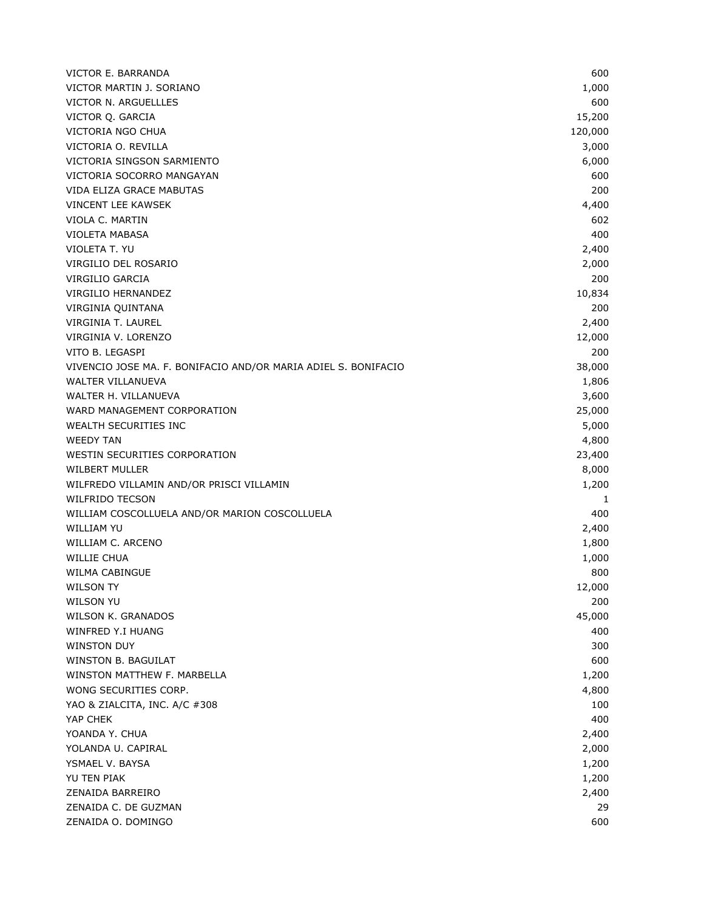| | |
|---|---|
| VICTOR E. BARRANDA | 600 |
| VICTOR MARTIN J. SORIANO | 1,000 |
| VICTOR N. ARGUELLLES | 600 |
| VICTOR Q. GARCIA | 15,200 |
| VICTORIA NGO CHUA | 120,000 |
| VICTORIA O. REVILLA | 3,000 |
| VICTORIA SINGSON SARMIENTO | 6,000 |
| VICTORIA SOCORRO MANGAYAN | 600 |
| VIDA ELIZA GRACE MABUTAS | 200 |
| VINCENT LEE KAWSEK | 4,400 |
| VIOLA C. MARTIN | 602 |
| VIOLETA MABASA | 400 |
| VIOLETA T. YU | 2,400 |
| VIRGILIO DEL ROSARIO | 2,000 |
| VIRGILIO GARCIA | 200 |
| VIRGILIO HERNANDEZ | 10,834 |
| VIRGINIA QUINTANA | 200 |
| VIRGINIA T. LAUREL | 2,400 |
| VIRGINIA V. LORENZO | 12,000 |
| VITO B. LEGASPI | 200 |
| VIVENCIO JOSE MA. F. BONIFACIO AND/OR MARIA ADIEL S. BONIFACIO | 38,000 |
| WALTER VILLANUEVA | 1,806 |
| WALTER H. VILLANUEVA | 3,600 |
| WARD MANAGEMENT CORPORATION | 25,000 |
| WEALTH SECURITIES INC | 5,000 |
| WEEDY TAN | 4,800 |
| WESTIN SECURITIES CORPORATION | 23,400 |
| WILBERT MULLER | 8,000 |
| WILFREDO VILLAMIN AND/OR PRISCI VILLAMIN | 1,200 |
| WILFRIDO TECSON | 1 |
| WILLIAM COSCOLLUELA AND/OR MARION COSCOLLUELA | 400 |
| WILLIAM YU | 2,400 |
| WILLIAM C. ARCENO | 1,800 |
| WILLIE CHUA | 1,000 |
| WILMA CABINGUE | 800 |
| WILSON TY | 12,000 |
| WILSON YU | 200 |
| WILSON K. GRANADOS | 45,000 |
| WINFRED Y.I HUANG | 400 |
| WINSTON DUY | 300 |
| WINSTON B. BAGUILAT | 600 |
| WINSTON MATTHEW F. MARBELLA | 1,200 |
| WONG SECURITIES CORP. | 4,800 |
| YAO & ZIALCITA, INC. A/C #308 | 100 |
| YAP CHEK | 400 |
| YOANDA Y. CHUA | 2,400 |
| YOLANDA U. CAPIRAL | 2,000 |
| YSMAEL V. BAYSA | 1,200 |
| YU TEN PIAK | 1,200 |
| ZENAIDA BARREIRO | 2,400 |
| ZENAIDA C. DE GUZMAN | 29 |
| ZENAIDA O. DOMINGO | 600 |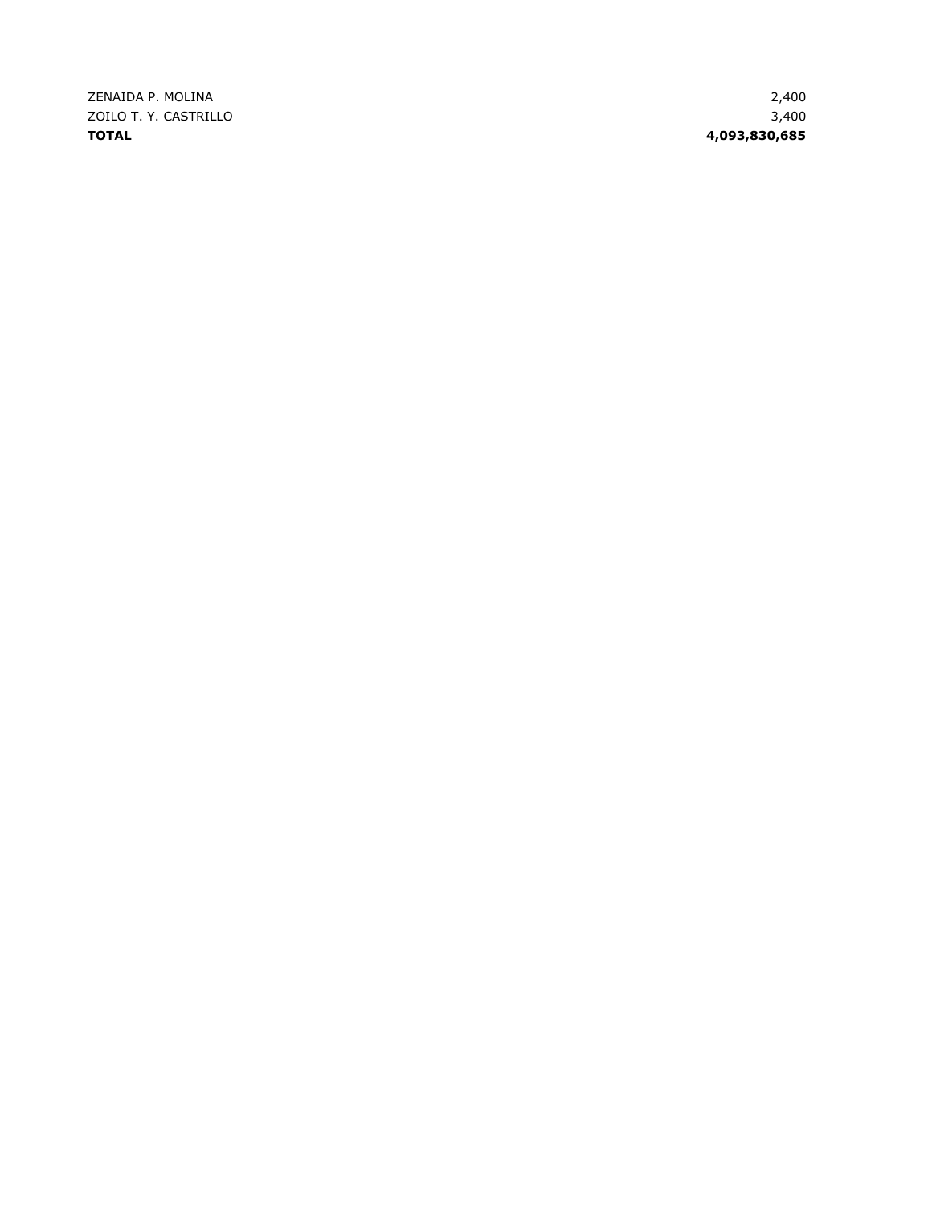| | |
|---|---|
| ZENAIDA P. MOLINA | 2,400 |
| ZOILO T. Y. CASTRILLO | 3,400 |
| **TOTAL** | **4,093,830,685** |